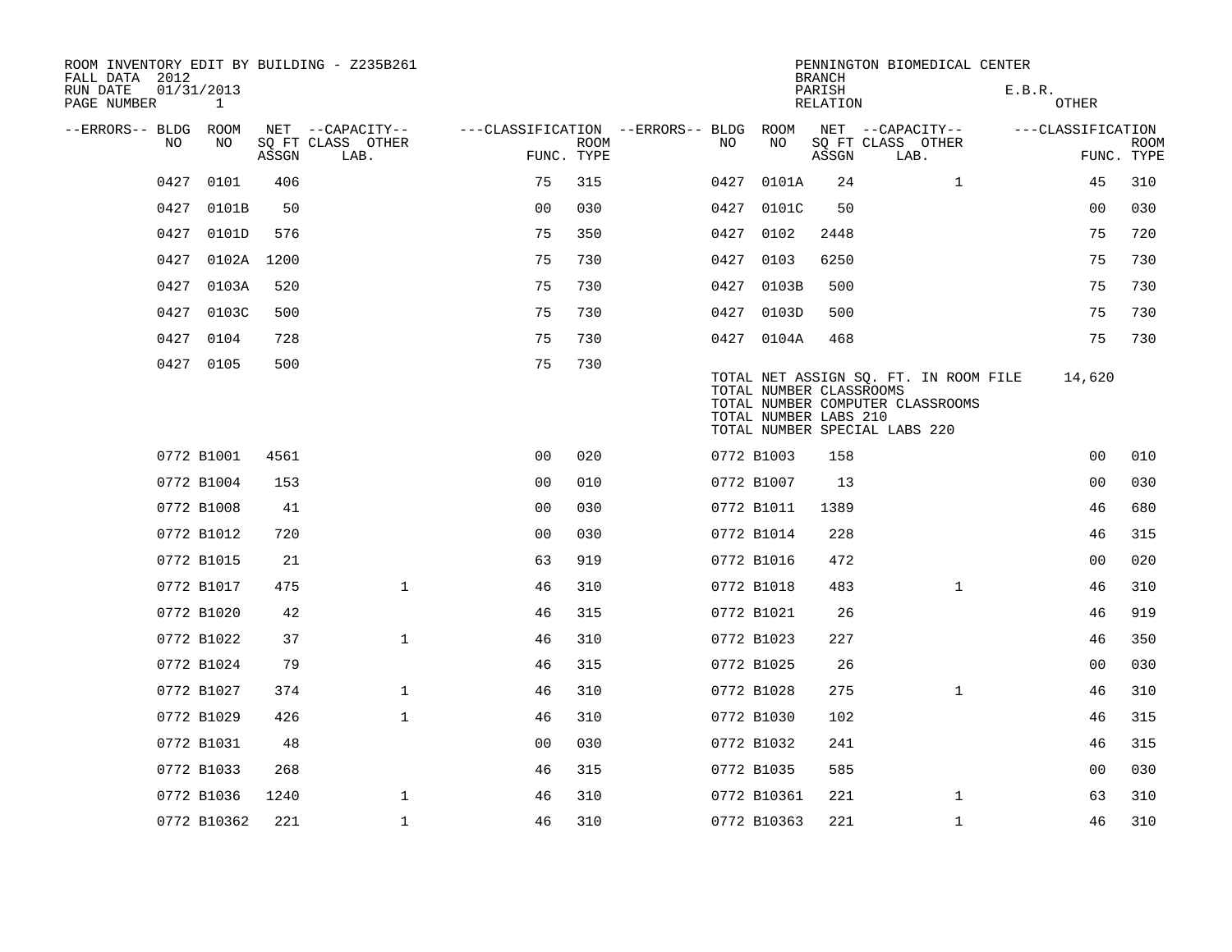ROOM INVENTORY EDIT BY BUILDING - Z235B261
FALL DATA 2012
RUN DATE 01/31/2013
PAGE NUMBER 1

PENNINGTON BIOMEDICAL CENTER
BRANCH
PARISH E.B.R.
RELATION OTHER

| --ERRORS-- | BLDG NO | ROOM NO | NET SQ FT ASSGN | CAPACITY CLASS LAB. | CAPACITY OTHER | CLASSIFICATION FUNC. | ROOM TYPE | --ERRORS-- | BLDG NO | ROOM NO | NET SQ FT ASSGN | CAPACITY CLASS LAB. | CAPACITY OTHER | CLASSIFICATION FUNC. | ROOM TYPE |
|---|---|---|---|---|---|---|---|---|---|---|---|---|---|---|---|
| | 0427 | 0101 | 406 | | | 75 | 315 | | 0427 | 0101A | 24 | | 1 | 45 | 310 |
| | 0427 | 0101B | 50 | | | 00 | 030 | | 0427 | 0101C | 50 | | | 00 | 030 |
| | 0427 | 0101D | 576 | | | 75 | 350 | | 0427 | 0102 | 2448 | | | 75 | 720 |
| | 0427 | 0102A | 1200 | | | 75 | 730 | | 0427 | 0103 | 6250 | | | 75 | 730 |
| | 0427 | 0103A | 520 | | | 75 | 730 | | 0427 | 0103B | 500 | | | 75 | 730 |
| | 0427 | 0103C | 500 | | | 75 | 730 | | 0427 | 0103D | 500 | | | 75 | 730 |
| | 0427 | 0104 | 728 | | | 75 | 730 | | 0427 | 0104A | 468 | | | 75 | 730 |
| | 0427 | 0105 | 500 | | | 75 | 730 | | | | | | | | |

TOTAL NET ASSIGN SQ. FT. IN ROOM FILE 14,620
TOTAL NUMBER CLASSROOMS
TOTAL NUMBER COMPUTER CLASSROOMS
TOTAL NUMBER LABS 210
TOTAL NUMBER SPECIAL LABS 220

| --ERRORS-- | BLDG NO | ROOM NO | NET SQ FT ASSGN | CAPACITY CLASS LAB. | CAPACITY OTHER | CLASSIFICATION FUNC. | ROOM TYPE | --ERRORS-- | BLDG NO | ROOM NO | NET SQ FT ASSGN | CAPACITY CLASS LAB. | CAPACITY OTHER | CLASSIFICATION FUNC. | ROOM TYPE |
|---|---|---|---|---|---|---|---|---|---|---|---|---|---|---|---|
| | 0772 | B1001 | 4561 | | | 00 | 020 | | 0772 | B1003 | 158 | | | 00 | 010 |
| | 0772 | B1004 | 153 | | | 00 | 010 | | 0772 | B1007 | 13 | | | 00 | 030 |
| | 0772 | B1008 | 41 | | | 00 | 030 | | 0772 | B1011 | 1389 | | | 46 | 680 |
| | 0772 | B1012 | 720 | | | 00 | 030 | | 0772 | B1014 | 228 | | | 46 | 315 |
| | 0772 | B1015 | 21 | | | 63 | 919 | | 0772 | B1016 | 472 | | | 00 | 020 |
| | 0772 | B1017 | 475 | | 1 | 46 | 310 | | 0772 | B1018 | 483 | | 1 | 46 | 310 |
| | 0772 | B1020 | 42 | | | 46 | 315 | | 0772 | B1021 | 26 | | | 46 | 919 |
| | 0772 | B1022 | 37 | | 1 | 46 | 310 | | 0772 | B1023 | 227 | | | 46 | 350 |
| | 0772 | B1024 | 79 | | | 46 | 315 | | 0772 | B1025 | 26 | | | 00 | 030 |
| | 0772 | B1027 | 374 | | 1 | 46 | 310 | | 0772 | B1028 | 275 | | 1 | 46 | 310 |
| | 0772 | B1029 | 426 | | 1 | 46 | 310 | | 0772 | B1030 | 102 | | | 46 | 315 |
| | 0772 | B1031 | 48 | | | 00 | 030 | | 0772 | B1032 | 241 | | | 46 | 315 |
| | 0772 | B1033 | 268 | | | 46 | 315 | | 0772 | B1035 | 585 | | | 00 | 030 |
| | 0772 | B1036 | 1240 | | 1 | 46 | 310 | | 0772 | B10361 | 221 | | 1 | 63 | 310 |
| | 0772 | B10362 | 221 | | 1 | 46 | 310 | | 0772 | B10363 | 221 | | 1 | 46 | 310 |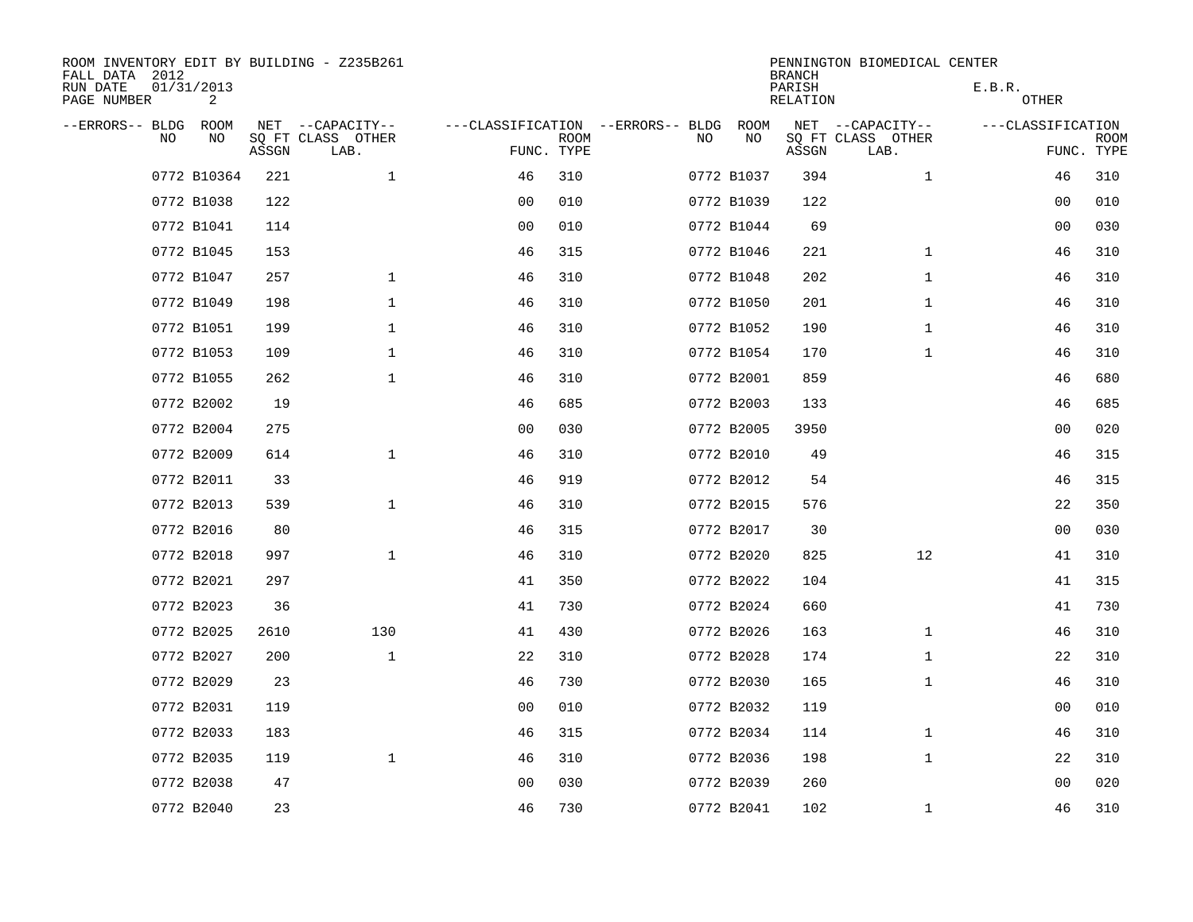ROOM INVENTORY EDIT BY BUILDING - Z235B261
FALL DATA 2012
RUN DATE 01/31/2013
PAGE NUMBER 2

PENNINGTON BIOMEDICAL CENTER
BRANCH
PARISH E.B.R.
RELATION OTHER

| --ERRORS-- | BLDG NO | ROOM NO | NET SQ FT ASSGN | --CAPACITY-- CLASS LAB. | OTHER | ---CLASSIFICATION FUNC. | ROOM TYPE | --ERRORS-- | BLDG NO | ROOM NO | NET SQ FT ASSGN | --CAPACITY-- CLASS LAB. | OTHER | ---CLASSIFICATION FUNC. | ROOM TYPE |
|---|---|---|---|---|---|---|---|---|---|---|---|---|---|---|---|
| | 0772 | B10364 | 221 | | 1 | 46 | 310 | | 0772 | B1037 | 394 | | 1 | 46 | 310 |
| | 0772 | B1038 | 122 | | | 00 | 010 | | 0772 | B1039 | 122 | | | 00 | 010 |
| | 0772 | B1041 | 114 | | | 00 | 010 | | 0772 | B1044 | 69 | | | 00 | 030 |
| | 0772 | B1045 | 153 | | | 46 | 315 | | 0772 | B1046 | 221 | | 1 | 46 | 310 |
| | 0772 | B1047 | 257 | | 1 | 46 | 310 | | 0772 | B1048 | 202 | | 1 | 46 | 310 |
| | 0772 | B1049 | 198 | | 1 | 46 | 310 | | 0772 | B1050 | 201 | | 1 | 46 | 310 |
| | 0772 | B1051 | 199 | | 1 | 46 | 310 | | 0772 | B1052 | 190 | | 1 | 46 | 310 |
| | 0772 | B1053 | 109 | | 1 | 46 | 310 | | 0772 | B1054 | 170 | | 1 | 46 | 310 |
| | 0772 | B1055 | 262 | | 1 | 46 | 310 | | 0772 | B2001 | 859 | | | 46 | 680 |
| | 0772 | B2002 | 19 | | | 46 | 685 | | 0772 | B2003 | 133 | | | 46 | 685 |
| | 0772 | B2004 | 275 | | | 00 | 030 | | 0772 | B2005 | 3950 | | | 00 | 020 |
| | 0772 | B2009 | 614 | | 1 | 46 | 310 | | 0772 | B2010 | 49 | | | 46 | 315 |
| | 0772 | B2011 | 33 | | | 46 | 919 | | 0772 | B2012 | 54 | | | 46 | 315 |
| | 0772 | B2013 | 539 | | 1 | 46 | 310 | | 0772 | B2015 | 576 | | | 22 | 350 |
| | 0772 | B2016 | 80 | | | 46 | 315 | | 0772 | B2017 | 30 | | | 00 | 030 |
| | 0772 | B2018 | 997 | | 1 | 46 | 310 | | 0772 | B2020 | 825 | | 12 | 41 | 310 |
| | 0772 | B2021 | 297 | | | 41 | 350 | | 0772 | B2022 | 104 | | | 41 | 315 |
| | 0772 | B2023 | 36 | | | 41 | 730 | | 0772 | B2024 | 660 | | | 41 | 730 |
| | 0772 | B2025 | 2610 | | 130 | 41 | 430 | | 0772 | B2026 | 163 | | 1 | 46 | 310 |
| | 0772 | B2027 | 200 | | 1 | 22 | 310 | | 0772 | B2028 | 174 | | 1 | 22 | 310 |
| | 0772 | B2029 | 23 | | | 46 | 730 | | 0772 | B2030 | 165 | | 1 | 46 | 310 |
| | 0772 | B2031 | 119 | | | 00 | 010 | | 0772 | B2032 | 119 | | | 00 | 010 |
| | 0772 | B2033 | 183 | | | 46 | 315 | | 0772 | B2034 | 114 | | 1 | 46 | 310 |
| | 0772 | B2035 | 119 | | 1 | 46 | 310 | | 0772 | B2036 | 198 | | 1 | 22 | 310 |
| | 0772 | B2038 | 47 | | | 00 | 030 | | 0772 | B2039 | 260 | | | 00 | 020 |
| | 0772 | B2040 | 23 | | | 46 | 730 | | 0772 | B2041 | 102 | | 1 | 46 | 310 |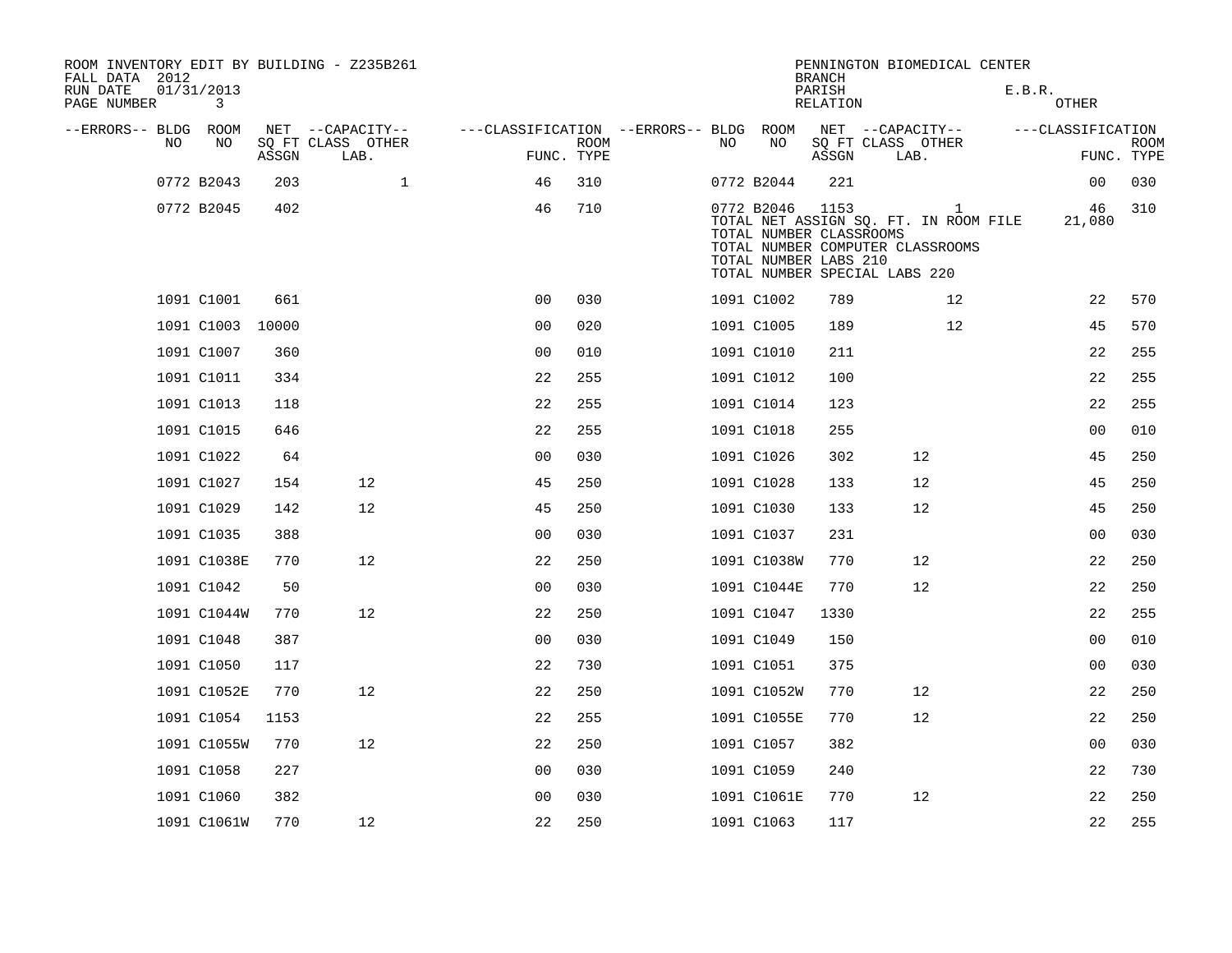ROOM INVENTORY EDIT BY BUILDING - Z235B261
FALL DATA 2012
RUN DATE 01/31/2013
PAGE NUMBER 3

PENNINGTON BIOMEDICAL CENTER
BRANCH
PARISH E.B.R.
RELATION OTHER

| --ERRORS-- | BLDG NO | ROOM NO | NET SQ FT ASSGN | --CAPACITY-- CLASS LAB. | OTHER | ---CLASSIFICATION FUNC. | ROOM TYPE | --ERRORS-- | BLDG NO | ROOM NO | NET SQ FT ASSGN | --CAPACITY-- CLASS LAB. | OTHER | ---CLASSIFICATION FUNC. | ROOM TYPE |
|---|---|---|---|---|---|---|---|---|---|---|---|---|---|---|---|
| | 0772 | B2043 | 203 | | 1 | 46 | 310 | | 0772 | B2044 | 221 | | | 00 | 030 |
| | 0772 | B2045 | 402 | | | 46 | 710 | | 0772 | B2046 | 1153 | | 1 | 46 | 310 |
| | | | | | | | | | | TOTAL NET ASSIGN SQ. FT. IN ROOM FILE | | | | 21,080 | |
| | | | | | | | | | | TOTAL NUMBER CLASSROOMS | | | | | |
| | | | | | | | | | | TOTAL NUMBER COMPUTER CLASSROOMS | | | | | |
| | | | | | | | | | | TOTAL NUMBER LABS 210 | | | | | |
| | | | | | | | | | | TOTAL NUMBER SPECIAL LABS 220 | | | | | |
| | 1091 | C1001 | 661 | | | 00 | 030 | | 1091 | C1002 | 789 | | 12 | 22 | 570 |
| | 1091 | C1003 | 10000 | | | 00 | 020 | | 1091 | C1005 | 189 | | 12 | 45 | 570 |
| | 1091 | C1007 | 360 | | | 00 | 010 | | 1091 | C1010 | 211 | | | 22 | 255 |
| | 1091 | C1011 | 334 | | | 22 | 255 | | 1091 | C1012 | 100 | | | 22 | 255 |
| | 1091 | C1013 | 118 | | | 22 | 255 | | 1091 | C1014 | 123 | | | 22 | 255 |
| | 1091 | C1015 | 646 | | | 22 | 255 | | 1091 | C1018 | 255 | | | 00 | 010 |
| | 1091 | C1022 | 64 | | | 00 | 030 | | 1091 | C1026 | 302 | 12 | | 45 | 250 |
| | 1091 | C1027 | 154 | 12 | | 45 | 250 | | 1091 | C1028 | 133 | 12 | | 45 | 250 |
| | 1091 | C1029 | 142 | 12 | | 45 | 250 | | 1091 | C1030 | 133 | 12 | | 45 | 250 |
| | 1091 | C1035 | 388 | | | 00 | 030 | | 1091 | C1037 | 231 | | | 00 | 030 |
| | 1091 | C1038E | 770 | 12 | | 22 | 250 | | 1091 | C1038W | 770 | 12 | | 22 | 250 |
| | 1091 | C1042 | 50 | | | 00 | 030 | | 1091 | C1044E | 770 | 12 | | 22 | 250 |
| | 1091 | C1044W | 770 | 12 | | 22 | 250 | | 1091 | C1047 | 1330 | | | 22 | 255 |
| | 1091 | C1048 | 387 | | | 00 | 030 | | 1091 | C1049 | 150 | | | 00 | 010 |
| | 1091 | C1050 | 117 | | | 22 | 730 | | 1091 | C1051 | 375 | | | 00 | 030 |
| | 1091 | C1052E | 770 | 12 | | 22 | 250 | | 1091 | C1052W | 770 | 12 | | 22 | 250 |
| | 1091 | C1054 | 1153 | | | 22 | 255 | | 1091 | C1055E | 770 | 12 | | 22 | 250 |
| | 1091 | C1055W | 770 | 12 | | 22 | 250 | | 1091 | C1057 | 382 | | | 00 | 030 |
| | 1091 | C1058 | 227 | | | 00 | 030 | | 1091 | C1059 | 240 | | | 22 | 730 |
| | 1091 | C1060 | 382 | | | 00 | 030 | | 1091 | C1061E | 770 | 12 | | 22 | 250 |
| | 1091 | C1061W | 770 | 12 | | 22 | 250 | | 1091 | C1063 | 117 | | | 22 | 255 |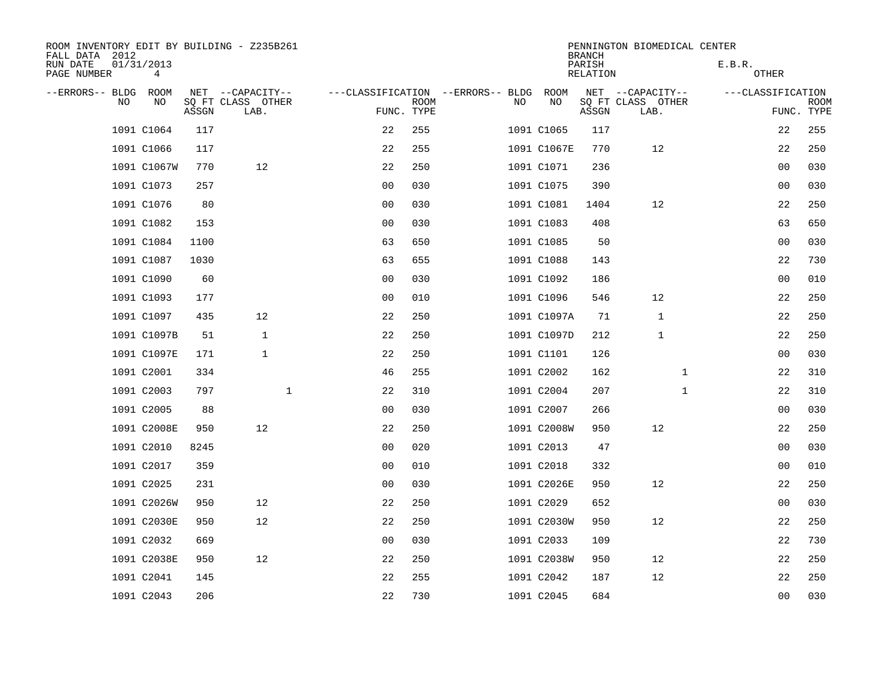ROOM INVENTORY EDIT BY BUILDING - Z235B261
FALL DATA 2012
RUN DATE 01/31/2013
PAGE NUMBER 4

PENNINGTON BIOMEDICAL CENTER
BRANCH
PARISH E.B.R.
RELATION OTHER

| --ERRORS-- | BLDG NO | ROOM NO | NET SQ FT ASSGN | --CAPACITY-- CLASS LAB. | OTHER | ---CLASSIFICATION FUNC. | ROOM TYPE | --ERRORS-- | BLDG NO | ROOM NO | NET SQ FT ASSGN | --CAPACITY-- CLASS LAB. | OTHER | ---CLASSIFICATION FUNC. | ROOM TYPE |
|---|---|---|---|---|---|---|---|---|---|---|---|---|---|---|---|
| | 1091 | C1064 | 117 | | | 22 | 255 | | 1091 | C1065 | 117 | | | 22 | 255 |
| | 1091 | C1066 | 117 | | | 22 | 255 | | 1091 | C1067E | 770 | 12 | | 22 | 250 |
| | 1091 | C1067W | 770 | 12 | | 22 | 250 | | 1091 | C1071 | 236 | | | 00 | 030 |
| | 1091 | C1073 | 257 | | | 00 | 030 | | 1091 | C1075 | 390 | | | 00 | 030 |
| | 1091 | C1076 | 80 | | | 00 | 030 | | 1091 | C1081 | 1404 | 12 | | 22 | 250 |
| | 1091 | C1082 | 153 | | | 00 | 030 | | 1091 | C1083 | 408 | | | 63 | 650 |
| | 1091 | C1084 | 1100 | | | 63 | 650 | | 1091 | C1085 | 50 | | | 00 | 030 |
| | 1091 | C1087 | 1030 | | | 63 | 655 | | 1091 | C1088 | 143 | | | 22 | 730 |
| | 1091 | C1090 | 60 | | | 00 | 030 | | 1091 | C1092 | 186 | | | 00 | 010 |
| | 1091 | C1093 | 177 | | | 00 | 010 | | 1091 | C1096 | 546 | 12 | | 22 | 250 |
| | 1091 | C1097 | 435 | 12 | | 22 | 250 | | 1091 | C1097A | 71 | 1 | | 22 | 250 |
| | 1091 | C1097B | 51 | 1 | | 22 | 250 | | 1091 | C1097D | 212 | 1 | | 22 | 250 |
| | 1091 | C1097E | 171 | 1 | | 22 | 250 | | 1091 | C1101 | 126 | | | 00 | 030 |
| | 1091 | C2001 | 334 | | | 46 | 255 | | 1091 | C2002 | 162 | | 1 | 22 | 310 |
| | 1091 | C2003 | 797 | | 1 | 22 | 310 | | 1091 | C2004 | 207 | | 1 | 22 | 310 |
| | 1091 | C2005 | 88 | | | 00 | 030 | | 1091 | C2007 | 266 | | | 00 | 030 |
| | 1091 | C2008E | 950 | 12 | | 22 | 250 | | 1091 | C2008W | 950 | 12 | | 22 | 250 |
| | 1091 | C2010 | 8245 | | | 00 | 020 | | 1091 | C2013 | 47 | | | 00 | 030 |
| | 1091 | C2017 | 359 | | | 00 | 010 | | 1091 | C2018 | 332 | | | 00 | 010 |
| | 1091 | C2025 | 231 | | | 00 | 030 | | 1091 | C2026E | 950 | 12 | | 22 | 250 |
| | 1091 | C2026W | 950 | 12 | | 22 | 250 | | 1091 | C2029 | 652 | | | 00 | 030 |
| | 1091 | C2030E | 950 | 12 | | 22 | 250 | | 1091 | C2030W | 950 | 12 | | 22 | 250 |
| | 1091 | C2032 | 669 | | | 00 | 030 | | 1091 | C2033 | 109 | | | 22 | 730 |
| | 1091 | C2038E | 950 | 12 | | 22 | 250 | | 1091 | C2038W | 950 | 12 | | 22 | 250 |
| | 1091 | C2041 | 145 | | | 22 | 255 | | 1091 | C2042 | 187 | 12 | | 22 | 250 |
| | 1091 | C2043 | 206 | | | 22 | 730 | | 1091 | C2045 | 684 | | | 00 | 030 |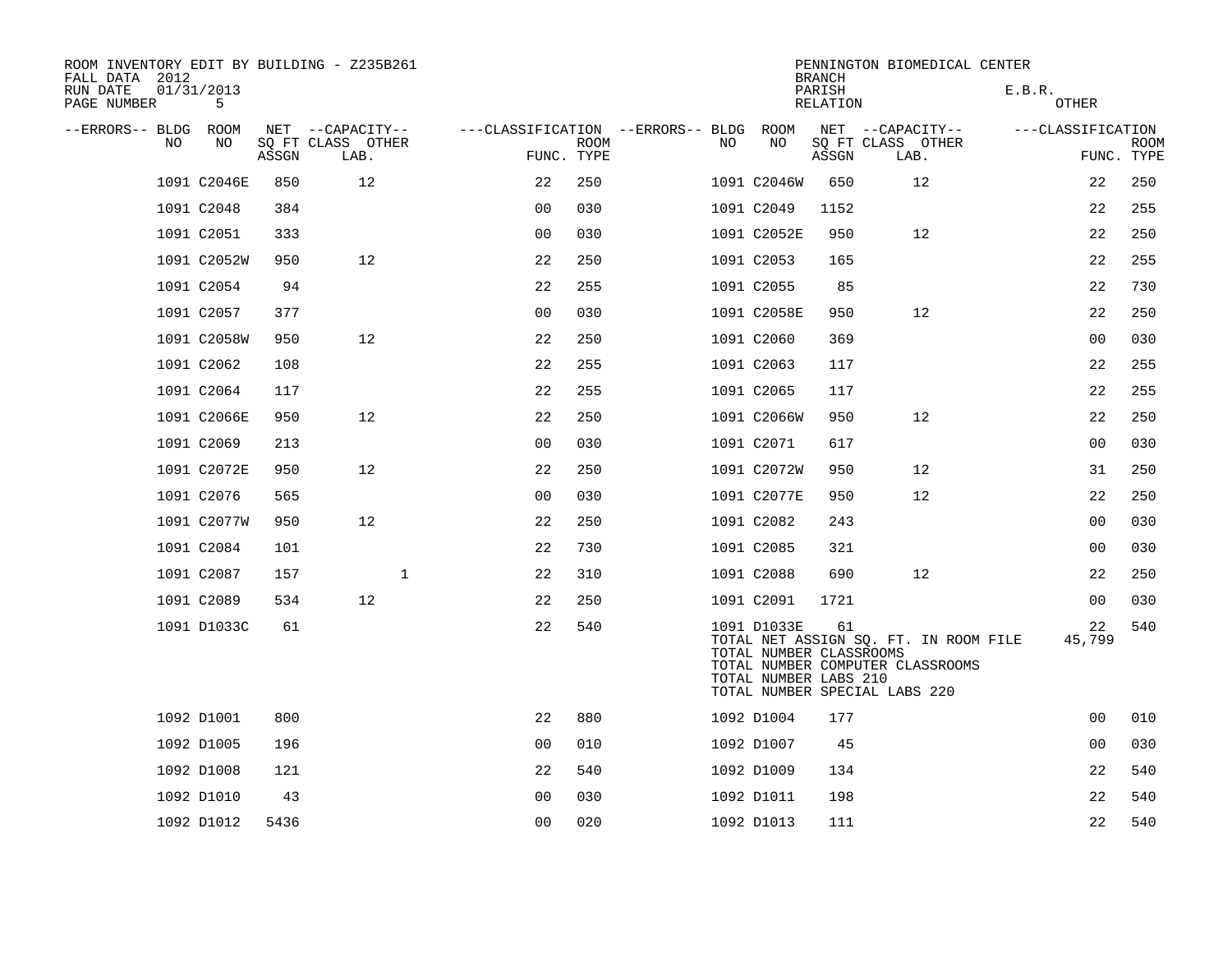ROOM INVENTORY EDIT BY BUILDING - Z235B261
FALL DATA 2012
RUN DATE 01/31/2013
PAGE NUMBER 5

PENNINGTON BIOMEDICAL CENTER
BRANCH
PARISH E.B.R.
RELATION OTHER

| --ERRORS-- | BLDG NO | ROOM NO | NET SQ FT ASSGN | --CAPACITY-- CLASS LAB. | OTHER | ---CLASSIFICATION FUNC. | ROOM TYPE | --ERRORS-- | BLDG NO | ROOM NO | NET SQ FT ASSGN | --CAPACITY-- CLASS LAB. | OTHER | ---CLASSIFICATION FUNC. | ROOM TYPE |
|---|---|---|---|---|---|---|---|---|---|---|---|---|---|---|---|
| | 1091 | C2046E | 850 | 12 | | 22 | 250 | | 1091 | C2046W | 650 | 12 | | 22 | 250 |
| | 1091 | C2048 | 384 | | | 00 | 030 | | 1091 | C2049 | 1152 | | | 22 | 255 |
| | 1091 | C2051 | 333 | | | 00 | 030 | | 1091 | C2052E | 950 | 12 | | 22 | 250 |
| | 1091 | C2052W | 950 | 12 | | 22 | 250 | | 1091 | C2053 | 165 | | | 22 | 255 |
| | 1091 | C2054 | 94 | | | 22 | 255 | | 1091 | C2055 | 85 | | | 22 | 730 |
| | 1091 | C2057 | 377 | | | 00 | 030 | | 1091 | C2058E | 950 | 12 | | 22 | 250 |
| | 1091 | C2058W | 950 | 12 | | 22 | 250 | | 1091 | C2060 | 369 | | | 00 | 030 |
| | 1091 | C2062 | 108 | | | 22 | 255 | | 1091 | C2063 | 117 | | | 22 | 255 |
| | 1091 | C2064 | 117 | | | 22 | 255 | | 1091 | C2065 | 117 | | | 22 | 255 |
| | 1091 | C2066E | 950 | 12 | | 22 | 250 | | 1091 | C2066W | 950 | 12 | | 22 | 250 |
| | 1091 | C2069 | 213 | | | 00 | 030 | | 1091 | C2071 | 617 | | | 00 | 030 |
| | 1091 | C2072E | 950 | 12 | | 22 | 250 | | 1091 | C2072W | 950 | 12 | | 31 | 250 |
| | 1091 | C2076 | 565 | | | 00 | 030 | | 1091 | C2077E | 950 | 12 | | 22 | 250 |
| | 1091 | C2077W | 950 | 12 | | 22 | 250 | | 1091 | C2082 | 243 | | | 00 | 030 |
| | 1091 | C2084 | 101 | | | 22 | 730 | | 1091 | C2085 | 321 | | | 00 | 030 |
| | 1091 | C2087 | 157 | | 1 | 22 | 310 | | 1091 | C2088 | 690 | 12 | | 22 | 250 |
| | 1091 | C2089 | 534 | 12 | | 22 | 250 | | 1091 | C2091 | 1721 | | | 00 | 030 |
| | 1091 | D1033C | 61 | | | 22 | 540 | | 1091 | D1033E | 61 | | | 22 | 540 |

TOTAL NET ASSIGN SQ. FT. IN ROOM FILE 45,799
TOTAL NUMBER CLASSROOMS
TOTAL NUMBER COMPUTER CLASSROOMS
TOTAL NUMBER LABS 210
TOTAL NUMBER SPECIAL LABS 220

| --ERRORS-- | BLDG NO | ROOM NO | NET SQ FT ASSGN | --CAPACITY-- CLASS LAB. | OTHER | ---CLASSIFICATION FUNC. | ROOM TYPE | --ERRORS-- | BLDG NO | ROOM NO | NET SQ FT ASSGN | --CAPACITY-- CLASS LAB. | OTHER | ---CLASSIFICATION FUNC. | ROOM TYPE |
|---|---|---|---|---|---|---|---|---|---|---|---|---|---|---|---|
| | 1092 | D1001 | 800 | | | 22 | 880 | | 1092 | D1004 | 177 | | | 00 | 010 |
| | 1092 | D1005 | 196 | | | 00 | 010 | | 1092 | D1007 | 45 | | | 00 | 030 |
| | 1092 | D1008 | 121 | | | 22 | 540 | | 1092 | D1009 | 134 | | | 22 | 540 |
| | 1092 | D1010 | 43 | | | 00 | 030 | | 1092 | D1011 | 198 | | | 22 | 540 |
| | 1092 | D1012 | 5436 | | | 00 | 020 | | 1092 | D1013 | 111 | | | 22 | 540 |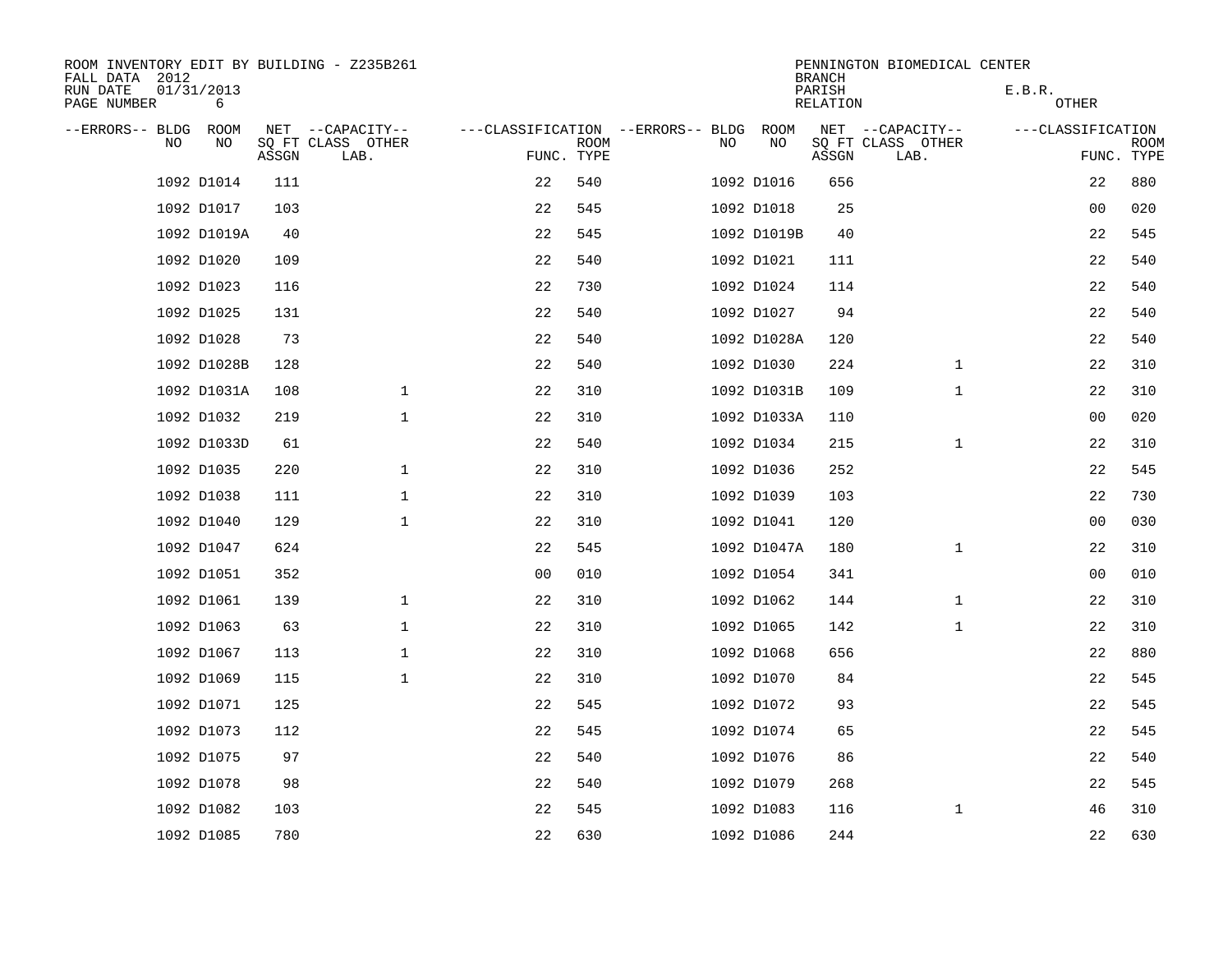ROOM INVENTORY EDIT BY BUILDING - Z235B261
FALL DATA 2012
RUN DATE 01/31/2013
PAGE NUMBER 6

PENNINGTON BIOMEDICAL CENTER
BRANCH
PARISH E.B.R.
RELATION OTHER

| --ERRORS-- | BLDG NO | ROOM NO | NET SQ FT ASSGN | --CAPACITY-- CLASS LAB. | OTHER | ---CLASSIFICATION FUNC. | ROOM TYPE | --ERRORS-- | BLDG NO | ROOM NO | NET SQ FT ASSGN | --CAPACITY-- CLASS LAB. | OTHER | ---CLASSIFICATION FUNC. | ROOM TYPE |
|---|---|---|---|---|---|---|---|---|---|---|---|---|---|---|---|
| | 1092 | D1014 | 111 | | | 22 | 540 | | 1092 | D1016 | 656 | | | 22 | 880 |
| | 1092 | D1017 | 103 | | | 22 | 545 | | 1092 | D1018 | 25 | | | 00 | 020 |
| | 1092 | D1019A | 40 | | | 22 | 545 | | 1092 | D1019B | 40 | | | 22 | 545 |
| | 1092 | D1020 | 109 | | | 22 | 540 | | 1092 | D1021 | 111 | | | 22 | 540 |
| | 1092 | D1023 | 116 | | | 22 | 730 | | 1092 | D1024 | 114 | | | 22 | 540 |
| | 1092 | D1025 | 131 | | | 22 | 540 | | 1092 | D1027 | 94 | | | 22 | 540 |
| | 1092 | D1028 | 73 | | | 22 | 540 | | 1092 | D1028A | 120 | | | 22 | 540 |
| | 1092 | D1028B | 128 | | | 22 | 540 | | 1092 | D1030 | 224 | | 1 | 22 | 310 |
| | 1092 | D1031A | 108 | | 1 | 22 | 310 | | 1092 | D1031B | 109 | | 1 | 22 | 310 |
| | 1092 | D1032 | 219 | | 1 | 22 | 310 | | 1092 | D1033A | 110 | | | 00 | 020 |
| | 1092 | D1033D | 61 | | | 22 | 540 | | 1092 | D1034 | 215 | | 1 | 22 | 310 |
| | 1092 | D1035 | 220 | | 1 | 22 | 310 | | 1092 | D1036 | 252 | | | 22 | 545 |
| | 1092 | D1038 | 111 | | 1 | 22 | 310 | | 1092 | D1039 | 103 | | | 22 | 730 |
| | 1092 | D1040 | 129 | | 1 | 22 | 310 | | 1092 | D1041 | 120 | | | 00 | 030 |
| | 1092 | D1047 | 624 | | | 22 | 545 | | 1092 | D1047A | 180 | | 1 | 22 | 310 |
| | 1092 | D1051 | 352 | | | 00 | 010 | | 1092 | D1054 | 341 | | | 00 | 010 |
| | 1092 | D1061 | 139 | | 1 | 22 | 310 | | 1092 | D1062 | 144 | | 1 | 22 | 310 |
| | 1092 | D1063 | 63 | | 1 | 22 | 310 | | 1092 | D1065 | 142 | | 1 | 22 | 310 |
| | 1092 | D1067 | 113 | | 1 | 22 | 310 | | 1092 | D1068 | 656 | | | 22 | 880 |
| | 1092 | D1069 | 115 | | 1 | 22 | 310 | | 1092 | D1070 | 84 | | | 22 | 545 |
| | 1092 | D1071 | 125 | | | 22 | 545 | | 1092 | D1072 | 93 | | | 22 | 545 |
| | 1092 | D1073 | 112 | | | 22 | 545 | | 1092 | D1074 | 65 | | | 22 | 545 |
| | 1092 | D1075 | 97 | | | 22 | 540 | | 1092 | D1076 | 86 | | | 22 | 540 |
| | 1092 | D1078 | 98 | | | 22 | 540 | | 1092 | D1079 | 268 | | | 22 | 545 |
| | 1092 | D1082 | 103 | | | 22 | 545 | | 1092 | D1083 | 116 | | 1 | 46 | 310 |
| | 1092 | D1085 | 780 | | | 22 | 630 | | 1092 | D1086 | 244 | | | 22 | 630 |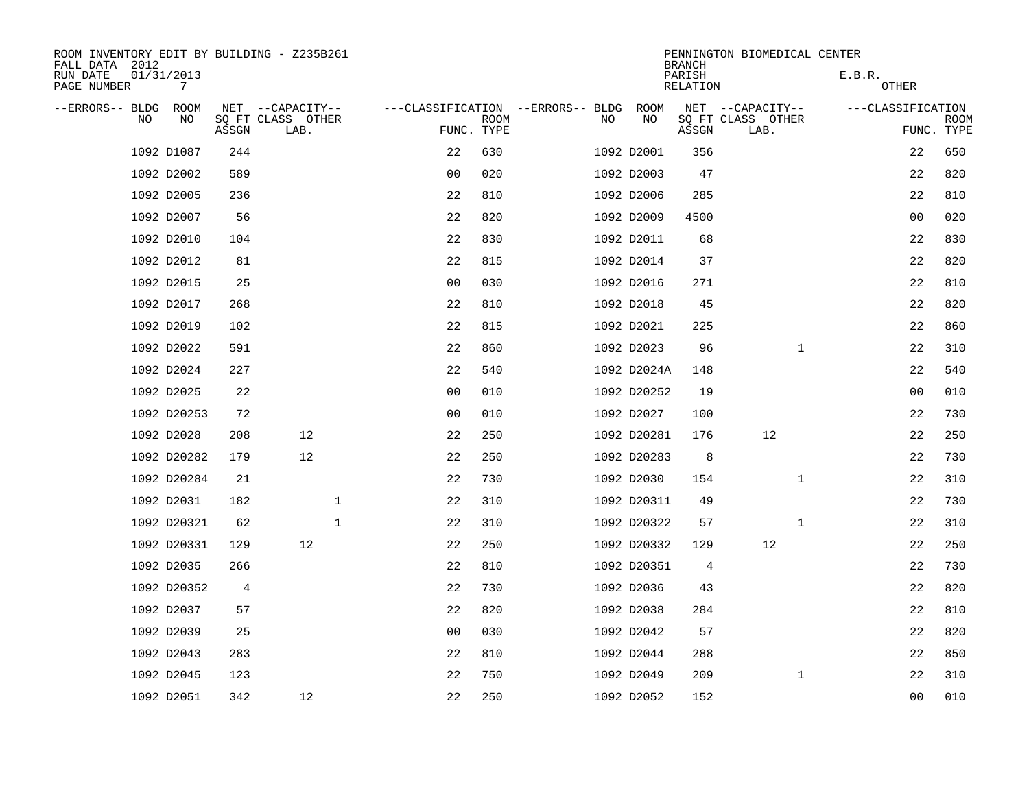ROOM INVENTORY EDIT BY BUILDING - Z235B261
FALL DATA 2012
RUN DATE 01/31/2013
PAGE NUMBER 7

PENNINGTON BIOMEDICAL CENTER
BRANCH
PARISH E.B.R.
RELATION OTHER

| --ERRORS-- | BLDG NO | ROOM NO | NET SQ FT ASSGN | --CAPACITY-- CLASS LAB. | OTHER | ---CLASSIFICATION FUNC. | ROOM TYPE | --ERRORS-- | BLDG NO | ROOM NO | NET SQ FT ASSGN | --CAPACITY-- CLASS LAB. | OTHER | ---CLASSIFICATION FUNC. | ROOM TYPE |
|---|---|---|---|---|---|---|---|---|---|---|---|---|---|---|---|
| | 1092 | D1087 | 244 | | | 22 | 630 | | 1092 | D2001 | 356 | | | 22 | 650 |
| | 1092 | D2002 | 589 | | | 00 | 020 | | 1092 | D2003 | 47 | | | 22 | 820 |
| | 1092 | D2005 | 236 | | | 22 | 810 | | 1092 | D2006 | 285 | | | 22 | 810 |
| | 1092 | D2007 | 56 | | | 22 | 820 | | 1092 | D2009 | 4500 | | | 00 | 020 |
| | 1092 | D2010 | 104 | | | 22 | 830 | | 1092 | D2011 | 68 | | | 22 | 830 |
| | 1092 | D2012 | 81 | | | 22 | 815 | | 1092 | D2014 | 37 | | | 22 | 820 |
| | 1092 | D2015 | 25 | | | 00 | 030 | | 1092 | D2016 | 271 | | | 22 | 810 |
| | 1092 | D2017 | 268 | | | 22 | 810 | | 1092 | D2018 | 45 | | | 22 | 820 |
| | 1092 | D2019 | 102 | | | 22 | 815 | | 1092 | D2021 | 225 | | | 22 | 860 |
| | 1092 | D2022 | 591 | | | 22 | 860 | | 1092 | D2023 | 96 | | 1 | 22 | 310 |
| | 1092 | D2024 | 227 | | | 22 | 540 | | 1092 | D2024A | 148 | | | 22 | 540 |
| | 1092 | D2025 | 22 | | | 00 | 010 | | 1092 | D20252 | 19 | | | 00 | 010 |
| | 1092 | D20253 | 72 | | | 00 | 010 | | 1092 | D2027 | 100 | | | 22 | 730 |
| | 1092 | D2028 | 208 | 12 | | 22 | 250 | | 1092 | D20281 | 176 | 12 | | 22 | 250 |
| | 1092 | D20282 | 179 | 12 | | 22 | 250 | | 1092 | D20283 | 8 | | | 22 | 730 |
| | 1092 | D20284 | 21 | | | 22 | 730 | | 1092 | D2030 | 154 | | 1 | 22 | 310 |
| | 1092 | D2031 | 182 | | 1 | 22 | 310 | | 1092 | D20311 | 49 | | | 22 | 730 |
| | 1092 | D20321 | 62 | | 1 | 22 | 310 | | 1092 | D20322 | 57 | | 1 | 22 | 310 |
| | 1092 | D20331 | 129 | 12 | | 22 | 250 | | 1092 | D20332 | 129 | 12 | | 22 | 250 |
| | 1092 | D2035 | 266 | | | 22 | 810 | | 1092 | D20351 | 4 | | | 22 | 730 |
| | 1092 | D20352 | 4 | | | 22 | 730 | | 1092 | D2036 | 43 | | | 22 | 820 |
| | 1092 | D2037 | 57 | | | 22 | 820 | | 1092 | D2038 | 284 | | | 22 | 810 |
| | 1092 | D2039 | 25 | | | 00 | 030 | | 1092 | D2042 | 57 | | | 22 | 820 |
| | 1092 | D2043 | 283 | | | 22 | 810 | | 1092 | D2044 | 288 | | | 22 | 850 |
| | 1092 | D2045 | 123 | | | 22 | 750 | | 1092 | D2049 | 209 | | 1 | 22 | 310 |
| | 1092 | D2051 | 342 | 12 | | 22 | 250 | | 1092 | D2052 | 152 | | | 00 | 010 |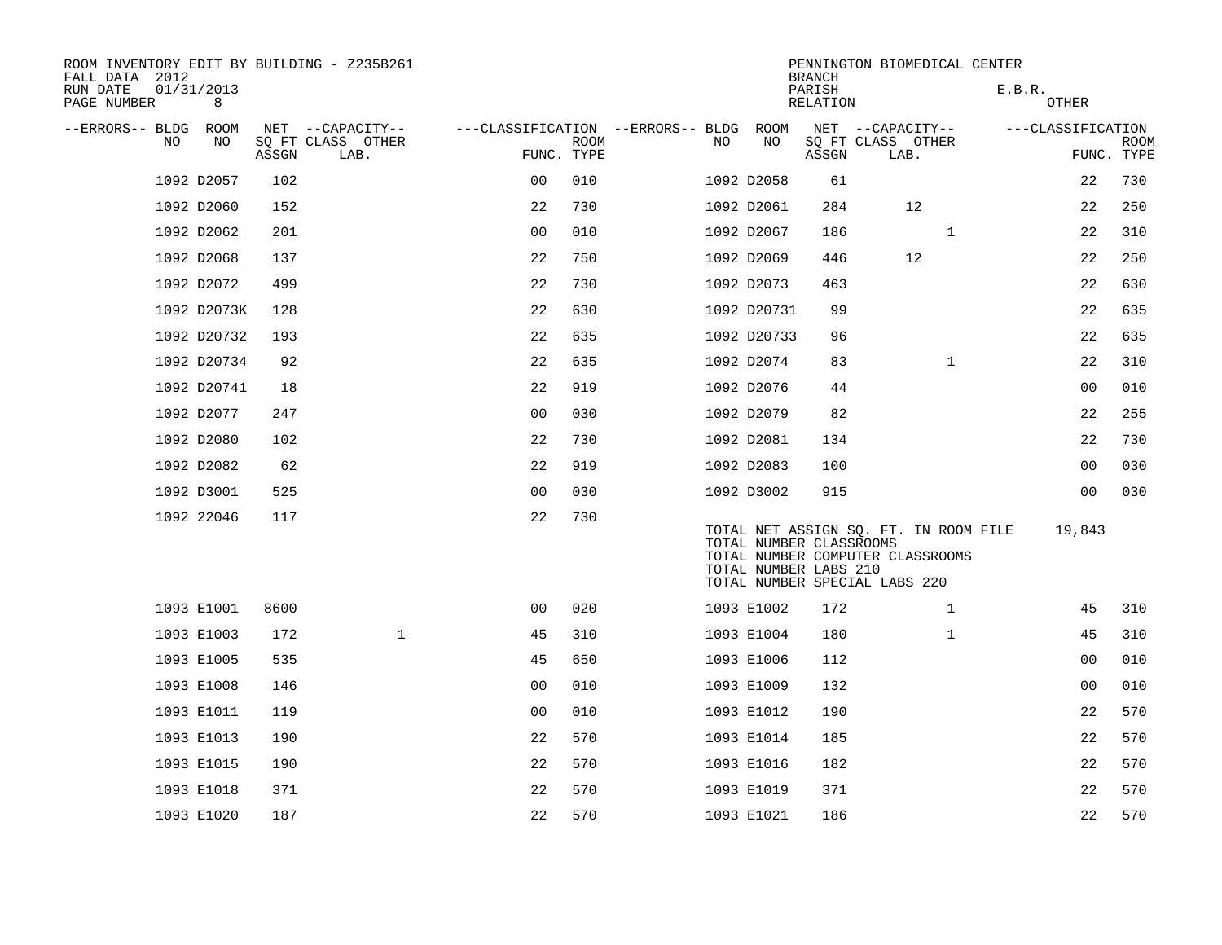ROOM INVENTORY EDIT BY BUILDING - Z235B261
FALL DATA 2012
RUN DATE 01/31/2013

PENNINGTON BIOMEDICAL CENTER
BRANCH
PARISH E.B.R.
RELATION OTHER

| --ERRORS-- | BLDG NO | ROOM NO | NET SQ FT ASSGN | --CAPACITY-- CLASS LAB. | OTHER | ---CLASSIFICATION FUNC. | ROOM TYPE | --ERRORS-- | BLDG NO | ROOM NO | NET SQ FT ASSGN | --CAPACITY-- CLASS LAB. | OTHER | ---CLASSIFICATION FUNC. | ROOM TYPE |
|---|---|---|---|---|---|---|---|---|---|---|---|---|---|---|---|
| | 1092 | D2057 | 102 | | | 00 | 010 | | 1092 | D2058 | 61 | | | 22 | 730 |
| | 1092 | D2060 | 152 | | | 22 | 730 | | 1092 | D2061 | 284 | 12 | | 22 | 250 |
| | 1092 | D2062 | 201 | | | 00 | 010 | | 1092 | D2067 | 186 | | 1 | 22 | 310 |
| | 1092 | D2068 | 137 | | | 22 | 750 | | 1092 | D2069 | 446 | 12 | | 22 | 250 |
| | 1092 | D2072 | 499 | | | 22 | 730 | | 1092 | D2073 | 463 | | | 22 | 630 |
| | 1092 | D2073K | 128 | | | 22 | 630 | | 1092 | D20731 | 99 | | | 22 | 635 |
| | 1092 | D20732 | 193 | | | 22 | 635 | | 1092 | D20733 | 96 | | | 22 | 635 |
| | 1092 | D20734 | 92 | | | 22 | 635 | | 1092 | D2074 | 83 | | 1 | 22 | 310 |
| | 1092 | D20741 | 18 | | | 22 | 919 | | 1092 | D2076 | 44 | | | 00 | 010 |
| | 1092 | D2077 | 247 | | | 00 | 030 | | 1092 | D2079 | 82 | | | 22 | 255 |
| | 1092 | D2080 | 102 | | | 22 | 730 | | 1092 | D2081 | 134 | | | 22 | 730 |
| | 1092 | D2082 | 62 | | | 22 | 919 | | 1092 | D2083 | 100 | | | 00 | 030 |
| | 1092 | D3001 | 525 | | | 00 | 030 | | 1092 | D3002 | 915 | | | 00 | 030 |
| | 1092 | 22046 | 117 | | | 22 | 730 | | | | | | | | |

TOTAL NET ASSIGN SQ. FT. IN ROOM FILE 19,843
TOTAL NUMBER CLASSROOMS
TOTAL NUMBER COMPUTER CLASSROOMS
TOTAL NUMBER LABS 210
TOTAL NUMBER SPECIAL LABS 220

| --ERRORS-- | BLDG NO | ROOM NO | NET SQ FT ASSGN | --CAPACITY-- CLASS LAB. | OTHER | ---CLASSIFICATION FUNC. | ROOM TYPE | --ERRORS-- | BLDG NO | ROOM NO | NET SQ FT ASSGN | --CAPACITY-- CLASS LAB. | OTHER | ---CLASSIFICATION FUNC. | ROOM TYPE |
|---|---|---|---|---|---|---|---|---|---|---|---|---|---|---|---|
| | 1093 | E1001 | 8600 | | | 00 | 020 | | 1093 | E1002 | 172 | | 1 | 45 | 310 |
| | 1093 | E1003 | 172 | | 1 | 45 | 310 | | 1093 | E1004 | 180 | | 1 | 45 | 310 |
| | 1093 | E1005 | 535 | | | 45 | 650 | | 1093 | E1006 | 112 | | | 00 | 010 |
| | 1093 | E1008 | 146 | | | 00 | 010 | | 1093 | E1009 | 132 | | | 00 | 010 |
| | 1093 | E1011 | 119 | | | 00 | 010 | | 1093 | E1012 | 190 | | | 22 | 570 |
| | 1093 | E1013 | 190 | | | 22 | 570 | | 1093 | E1014 | 185 | | | 22 | 570 |
| | 1093 | E1015 | 190 | | | 22 | 570 | | 1093 | E1016 | 182 | | | 22 | 570 |
| | 1093 | E1018 | 371 | | | 22 | 570 | | 1093 | E1019 | 371 | | | 22 | 570 |
| | 1093 | E1020 | 187 | | | 22 | 570 | | 1093 | E1021 | 186 | | | 22 | 570 |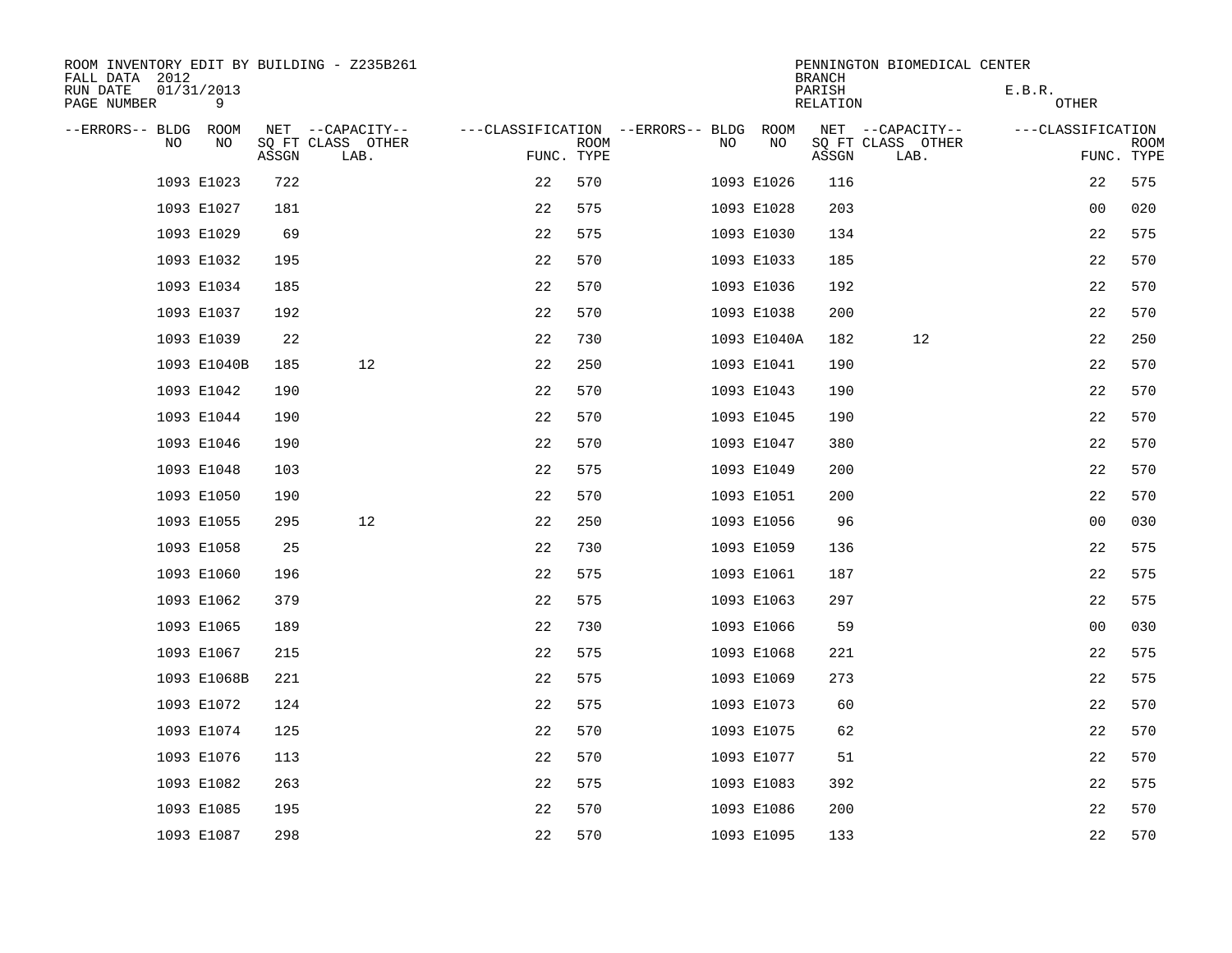ROOM INVENTORY EDIT BY BUILDING - Z235B261
FALL DATA 2012
RUN DATE 01/31/2013
PAGE NUMBER 9

PENNINGTON BIOMEDICAL CENTER
BRANCH
PARISH E.B.R.
RELATION OTHER

| --ERRORS-- | BLDG NO | ROOM NO | NET SQ FT ASSGN | --CAPACITY-- CLASS LAB. | OTHER | ---CLASSIFICATION FUNC. | ROOM TYPE | --ERRORS-- | BLDG NO | ROOM NO | NET SQ FT ASSGN | --CAPACITY-- CLASS LAB. | OTHER | ---CLASSIFICATION FUNC. | ROOM TYPE |
|---|---|---|---|---|---|---|---|---|---|---|---|---|---|---|---|
| | 1093 | E1023 | 722 | | | 22 | 570 | | 1093 | E1026 | 116 | | | 22 | 575 |
| | 1093 | E1027 | 181 | | | 22 | 575 | | 1093 | E1028 | 203 | | | 00 | 020 |
| | 1093 | E1029 | 69 | | | 22 | 575 | | 1093 | E1030 | 134 | | | 22 | 575 |
| | 1093 | E1032 | 195 | | | 22 | 570 | | 1093 | E1033 | 185 | | | 22 | 570 |
| | 1093 | E1034 | 185 | | | 22 | 570 | | 1093 | E1036 | 192 | | | 22 | 570 |
| | 1093 | E1037 | 192 | | | 22 | 570 | | 1093 | E1038 | 200 | | | 22 | 570 |
| | 1093 | E1039 | 22 | | | 22 | 730 | | 1093 | E1040A | 182 | 12 | | 22 | 250 |
| | 1093 | E1040B | 185 | 12 | | 22 | 250 | | 1093 | E1041 | 190 | | | 22 | 570 |
| | 1093 | E1042 | 190 | | | 22 | 570 | | 1093 | E1043 | 190 | | | 22 | 570 |
| | 1093 | E1044 | 190 | | | 22 | 570 | | 1093 | E1045 | 190 | | | 22 | 570 |
| | 1093 | E1046 | 190 | | | 22 | 570 | | 1093 | E1047 | 380 | | | 22 | 570 |
| | 1093 | E1048 | 103 | | | 22 | 575 | | 1093 | E1049 | 200 | | | 22 | 570 |
| | 1093 | E1050 | 190 | | | 22 | 570 | | 1093 | E1051 | 200 | | | 22 | 570 |
| | 1093 | E1055 | 295 | 12 | | 22 | 250 | | 1093 | E1056 | 96 | | | 00 | 030 |
| | 1093 | E1058 | 25 | | | 22 | 730 | | 1093 | E1059 | 136 | | | 22 | 575 |
| | 1093 | E1060 | 196 | | | 22 | 575 | | 1093 | E1061 | 187 | | | 22 | 575 |
| | 1093 | E1062 | 379 | | | 22 | 575 | | 1093 | E1063 | 297 | | | 22 | 575 |
| | 1093 | E1065 | 189 | | | 22 | 730 | | 1093 | E1066 | 59 | | | 00 | 030 |
| | 1093 | E1067 | 215 | | | 22 | 575 | | 1093 | E1068 | 221 | | | 22 | 575 |
| | 1093 | E1068B | 221 | | | 22 | 575 | | 1093 | E1069 | 273 | | | 22 | 575 |
| | 1093 | E1072 | 124 | | | 22 | 575 | | 1093 | E1073 | 60 | | | 22 | 570 |
| | 1093 | E1074 | 125 | | | 22 | 570 | | 1093 | E1075 | 62 | | | 22 | 570 |
| | 1093 | E1076 | 113 | | | 22 | 570 | | 1093 | E1077 | 51 | | | 22 | 570 |
| | 1093 | E1082 | 263 | | | 22 | 575 | | 1093 | E1083 | 392 | | | 22 | 575 |
| | 1093 | E1085 | 195 | | | 22 | 570 | | 1093 | E1086 | 200 | | | 22 | 570 |
| | 1093 | E1087 | 298 | | | 22 | 570 | | 1093 | E1095 | 133 | | | 22 | 570 |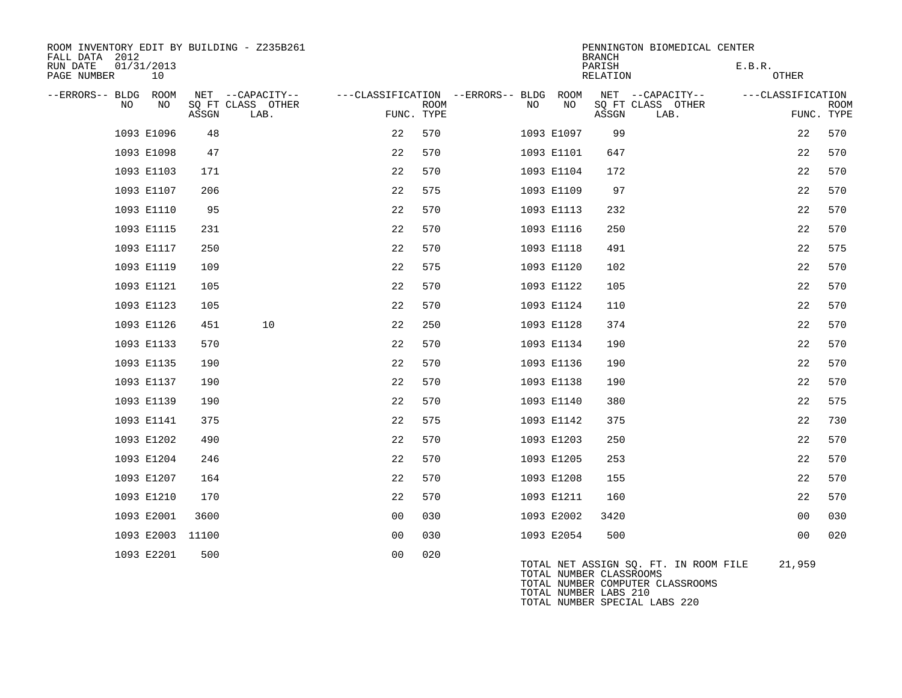ROOM INVENTORY EDIT BY BUILDING - Z235B261
FALL DATA 2012
RUN DATE 01/31/2013

PENNINGTON BIOMEDICAL CENTER
BRANCH
PARISH E.B.R.
RELATION OTHER

| --ERRORS-- | BLDG NO | ROOM NO | NET SQ FT ASSGN | --CAPACITY-- CLASS LAB. | OTHER | ---CLASSIFICATION FUNC. | ROOM TYPE | --ERRORS-- | BLDG NO | ROOM NO | NET SQ FT ASSGN | --CAPACITY-- CLASS LAB. | OTHER | ---CLASSIFICATION FUNC. | ROOM TYPE |
|---|---|---|---|---|---|---|---|---|---|---|---|---|---|---|---|
| | 1093 | E1096 | 48 | | | 22 | 570 | | 1093 | E1097 | 99 | | | 22 | 570 |
| | 1093 | E1098 | 47 | | | 22 | 570 | | 1093 | E1101 | 647 | | | 22 | 570 |
| | 1093 | E1103 | 171 | | | 22 | 570 | | 1093 | E1104 | 172 | | | 22 | 570 |
| | 1093 | E1107 | 206 | | | 22 | 575 | | 1093 | E1109 | 97 | | | 22 | 570 |
| | 1093 | E1110 | 95 | | | 22 | 570 | | 1093 | E1113 | 232 | | | 22 | 570 |
| | 1093 | E1115 | 231 | | | 22 | 570 | | 1093 | E1116 | 250 | | | 22 | 570 |
| | 1093 | E1117 | 250 | | | 22 | 570 | | 1093 | E1118 | 491 | | | 22 | 575 |
| | 1093 | E1119 | 109 | | | 22 | 575 | | 1093 | E1120 | 102 | | | 22 | 570 |
| | 1093 | E1121 | 105 | | | 22 | 570 | | 1093 | E1122 | 105 | | | 22 | 570 |
| | 1093 | E1123 | 105 | | | 22 | 570 | | 1093 | E1124 | 110 | | | 22 | 570 |
| | 1093 | E1126 | 451 | 10 | | 22 | 250 | | 1093 | E1128 | 374 | | | 22 | 570 |
| | 1093 | E1133 | 570 | | | 22 | 570 | | 1093 | E1134 | 190 | | | 22 | 570 |
| | 1093 | E1135 | 190 | | | 22 | 570 | | 1093 | E1136 | 190 | | | 22 | 570 |
| | 1093 | E1137 | 190 | | | 22 | 570 | | 1093 | E1138 | 190 | | | 22 | 570 |
| | 1093 | E1139 | 190 | | | 22 | 570 | | 1093 | E1140 | 380 | | | 22 | 575 |
| | 1093 | E1141 | 375 | | | 22 | 575 | | 1093 | E1142 | 375 | | | 22 | 730 |
| | 1093 | E1202 | 490 | | | 22 | 570 | | 1093 | E1203 | 250 | | | 22 | 570 |
| | 1093 | E1204 | 246 | | | 22 | 570 | | 1093 | E1205 | 253 | | | 22 | 570 |
| | 1093 | E1207 | 164 | | | 22 | 570 | | 1093 | E1208 | 155 | | | 22 | 570 |
| | 1093 | E1210 | 170 | | | 22 | 570 | | 1093 | E1211 | 160 | | | 22 | 570 |
| | 1093 | E2001 | 3600 | | | 00 | 030 | | 1093 | E2002 | 3420 | | | 00 | 030 |
| | 1093 | E2003 | 11100 | | | 00 | 030 | | 1093 | E2054 | 500 | | | 00 | 020 |
| | 1093 | E2201 | 500 | | | 00 | 020 | | | | | | | | |

TOTAL NET ASSIGN SQ. FT. IN ROOM FILE 21,959
TOTAL NUMBER CLASSROOMS
TOTAL NUMBER COMPUTER CLASSROOMS
TOTAL NUMBER LABS 210
TOTAL NUMBER SPECIAL LABS 220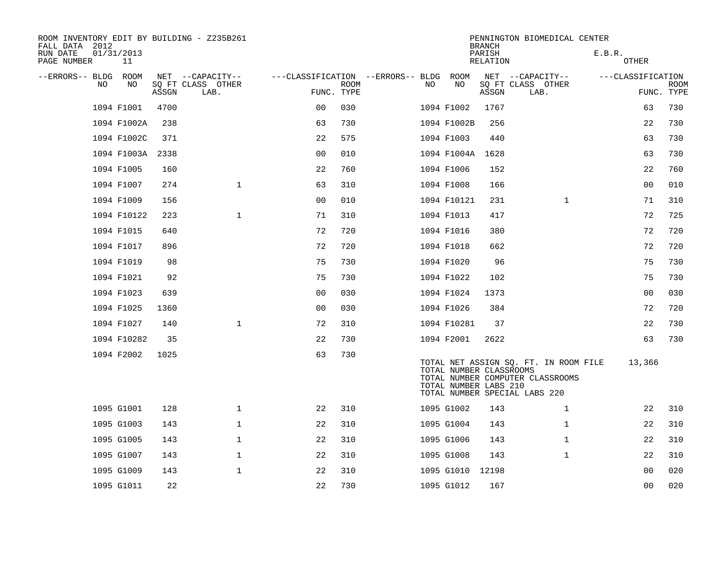ROOM INVENTORY EDIT BY BUILDING - Z235B261
FALL DATA 2012
RUN DATE 01/31/2013
PAGE NUMBER 11

PENNINGTON BIOMEDICAL CENTER
BRANCH
PARISH E.B.R.
RELATION OTHER

| --ERRORS-- | BLDG NO | ROOM NO | NET SQ FT ASSGN | --CAPACITY-- CLASS LAB. | OTHER | ---CLASSIFICATION FUNC. | ROOM TYPE | --ERRORS-- | BLDG NO | ROOM NO | NET SQ FT ASSGN | --CAPACITY-- CLASS LAB. | OTHER | ---CLASSIFICATION FUNC. | ROOM TYPE |
|---|---|---|---|---|---|---|---|---|---|---|---|---|---|---|---|
| | 1094 | F1001 | 4700 | | | 00 | 030 | | 1094 | F1002 | 1767 | | | 63 | 730 |
| | 1094 | F1002A | 238 | | | 63 | 730 | | 1094 | F1002B | 256 | | | 22 | 730 |
| | 1094 | F1002C | 371 | | | 22 | 575 | | 1094 | F1003 | 440 | | | 63 | 730 |
| | 1094 | F1003A | 2338 | | | 00 | 010 | | 1094 | F1004A | 1628 | | | 63 | 730 |
| | 1094 | F1005 | 160 | | | 22 | 760 | | 1094 | F1006 | 152 | | | 22 | 760 |
| | 1094 | F1007 | 274 | | 1 | 63 | 310 | | 1094 | F1008 | 166 | | | 00 | 010 |
| | 1094 | F1009 | 156 | | | 00 | 010 | | 1094 | F10121 | 231 | | 1 | 71 | 310 |
| | 1094 | F10122 | 223 | | 1 | 71 | 310 | | 1094 | F1013 | 417 | | | 72 | 725 |
| | 1094 | F1015 | 640 | | | 72 | 720 | | 1094 | F1016 | 380 | | | 72 | 720 |
| | 1094 | F1017 | 896 | | | 72 | 720 | | 1094 | F1018 | 662 | | | 72 | 720 |
| | 1094 | F1019 | 98 | | | 75 | 730 | | 1094 | F1020 | 96 | | | 75 | 730 |
| | 1094 | F1021 | 92 | | | 75 | 730 | | 1094 | F1022 | 102 | | | 75 | 730 |
| | 1094 | F1023 | 639 | | | 00 | 030 | | 1094 | F1024 | 1373 | | | 00 | 030 |
| | 1094 | F1025 | 1360 | | | 00 | 030 | | 1094 | F1026 | 384 | | | 72 | 720 |
| | 1094 | F1027 | 140 | | 1 | 72 | 310 | | 1094 | F10281 | 37 | | | 22 | 730 |
| | 1094 | F10282 | 35 | | | 22 | 730 | | 1094 | F2001 | 2622 | | | 63 | 730 |
| | 1094 | F2002 | 1025 | | | 63 | 730 | | | | | | | | |

TOTAL NET ASSIGN SQ. FT. IN ROOM FILE 13,366
TOTAL NUMBER CLASSROOMS
TOTAL NUMBER COMPUTER CLASSROOMS
TOTAL NUMBER LABS 210
TOTAL NUMBER SPECIAL LABS 220

| --ERRORS-- | BLDG NO | ROOM NO | NET SQ FT ASSGN | --CAPACITY-- CLASS LAB. | OTHER | ---CLASSIFICATION FUNC. | ROOM TYPE | --ERRORS-- | BLDG NO | ROOM NO | NET SQ FT ASSGN | --CAPACITY-- CLASS LAB. | OTHER | ---CLASSIFICATION FUNC. | ROOM TYPE |
|---|---|---|---|---|---|---|---|---|---|---|---|---|---|---|---|
| | 1095 | G1001 | 128 | | 1 | 22 | 310 | | 1095 | G1002 | 143 | | 1 | 22 | 310 |
| | 1095 | G1003 | 143 | | 1 | 22 | 310 | | 1095 | G1004 | 143 | | 1 | 22 | 310 |
| | 1095 | G1005 | 143 | | 1 | 22 | 310 | | 1095 | G1006 | 143 | | 1 | 22 | 310 |
| | 1095 | G1007 | 143 | | 1 | 22 | 310 | | 1095 | G1008 | 143 | | 1 | 22 | 310 |
| | 1095 | G1009 | 143 | | 1 | 22 | 310 | | 1095 | G1010 | 12198 | | | 00 | 020 |
| | 1095 | G1011 | 22 | | | 22 | 730 | | 1095 | G1012 | 167 | | | 00 | 020 |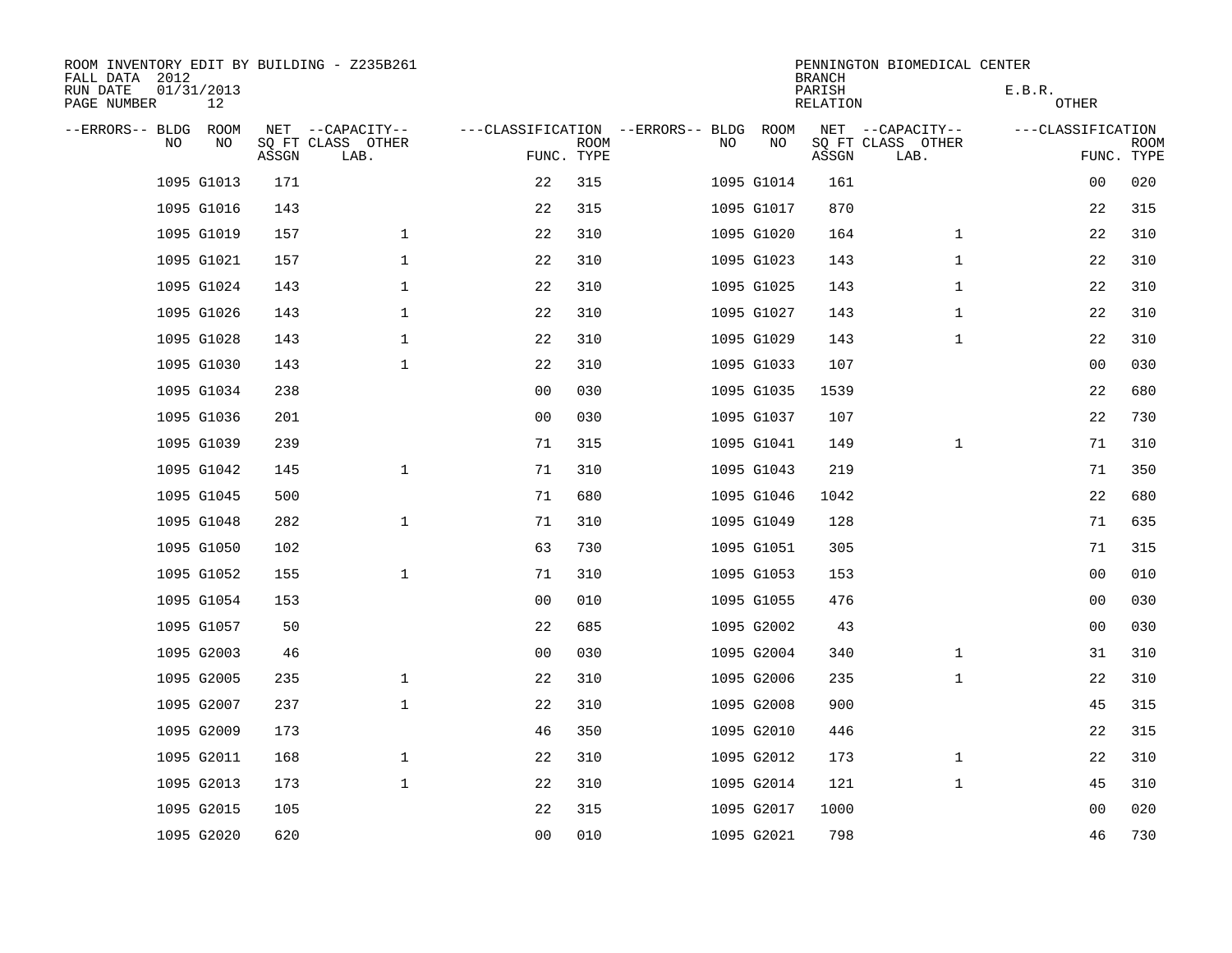ROOM INVENTORY EDIT BY BUILDING - Z235B261
FALL DATA 2012
RUN DATE 01/31/2013
PAGE NUMBER 12

PENNINGTON BIOMEDICAL CENTER
BRANCH
PARISH E.B.R.
RELATION OTHER

| --ERRORS-- | BLDG NO | ROOM NO | NET SQ FT ASSGN | --CAPACITY-- CLASS LAB. | OTHER | ---CLASSIFICATION FUNC. | ROOM TYPE | --ERRORS-- | BLDG NO | ROOM NO | NET SQ FT ASSGN | --CAPACITY-- CLASS LAB. | OTHER | ---CLASSIFICATION FUNC. | ROOM TYPE |
|---|---|---|---|---|---|---|---|---|---|---|---|---|---|---|---|
| | 1095 | G1013 | 171 | | | 22 | 315 | | 1095 | G1014 | 161 | | | 00 | 020 |
| | 1095 | G1016 | 143 | | | 22 | 315 | | 1095 | G1017 | 870 | | | 22 | 315 |
| | 1095 | G1019 | 157 | | 1 | 22 | 310 | | 1095 | G1020 | 164 | | 1 | 22 | 310 |
| | 1095 | G1021 | 157 | | 1 | 22 | 310 | | 1095 | G1023 | 143 | | 1 | 22 | 310 |
| | 1095 | G1024 | 143 | | 1 | 22 | 310 | | 1095 | G1025 | 143 | | 1 | 22 | 310 |
| | 1095 | G1026 | 143 | | 1 | 22 | 310 | | 1095 | G1027 | 143 | | 1 | 22 | 310 |
| | 1095 | G1028 | 143 | | 1 | 22 | 310 | | 1095 | G1029 | 143 | | 1 | 22 | 310 |
| | 1095 | G1030 | 143 | | 1 | 22 | 310 | | 1095 | G1033 | 107 | | | 00 | 030 |
| | 1095 | G1034 | 238 | | | 00 | 030 | | 1095 | G1035 | 1539 | | | 22 | 680 |
| | 1095 | G1036 | 201 | | | 00 | 030 | | 1095 | G1037 | 107 | | | 22 | 730 |
| | 1095 | G1039 | 239 | | | 71 | 315 | | 1095 | G1041 | 149 | | 1 | 71 | 310 |
| | 1095 | G1042 | 145 | | 1 | 71 | 310 | | 1095 | G1043 | 219 | | | 71 | 350 |
| | 1095 | G1045 | 500 | | | 71 | 680 | | 1095 | G1046 | 1042 | | | 22 | 680 |
| | 1095 | G1048 | 282 | | 1 | 71 | 310 | | 1095 | G1049 | 128 | | | 71 | 635 |
| | 1095 | G1050 | 102 | | | 63 | 730 | | 1095 | G1051 | 305 | | | 71 | 315 |
| | 1095 | G1052 | 155 | | 1 | 71 | 310 | | 1095 | G1053 | 153 | | | 00 | 010 |
| | 1095 | G1054 | 153 | | | 00 | 010 | | 1095 | G1055 | 476 | | | 00 | 030 |
| | 1095 | G1057 | 50 | | | 22 | 685 | | 1095 | G2002 | 43 | | | 00 | 030 |
| | 1095 | G2003 | 46 | | | 00 | 030 | | 1095 | G2004 | 340 | | 1 | 31 | 310 |
| | 1095 | G2005 | 235 | | 1 | 22 | 310 | | 1095 | G2006 | 235 | | 1 | 22 | 310 |
| | 1095 | G2007 | 237 | | 1 | 22 | 310 | | 1095 | G2008 | 900 | | | 45 | 315 |
| | 1095 | G2009 | 173 | | | 46 | 350 | | 1095 | G2010 | 446 | | | 22 | 315 |
| | 1095 | G2011 | 168 | | 1 | 22 | 310 | | 1095 | G2012 | 173 | | 1 | 22 | 310 |
| | 1095 | G2013 | 173 | | 1 | 22 | 310 | | 1095 | G2014 | 121 | | 1 | 45 | 310 |
| | 1095 | G2015 | 105 | | | 22 | 315 | | 1095 | G2017 | 1000 | | | 00 | 020 |
| | 1095 | G2020 | 620 | | | 00 | 010 | | 1095 | G2021 | 798 | | | 46 | 730 |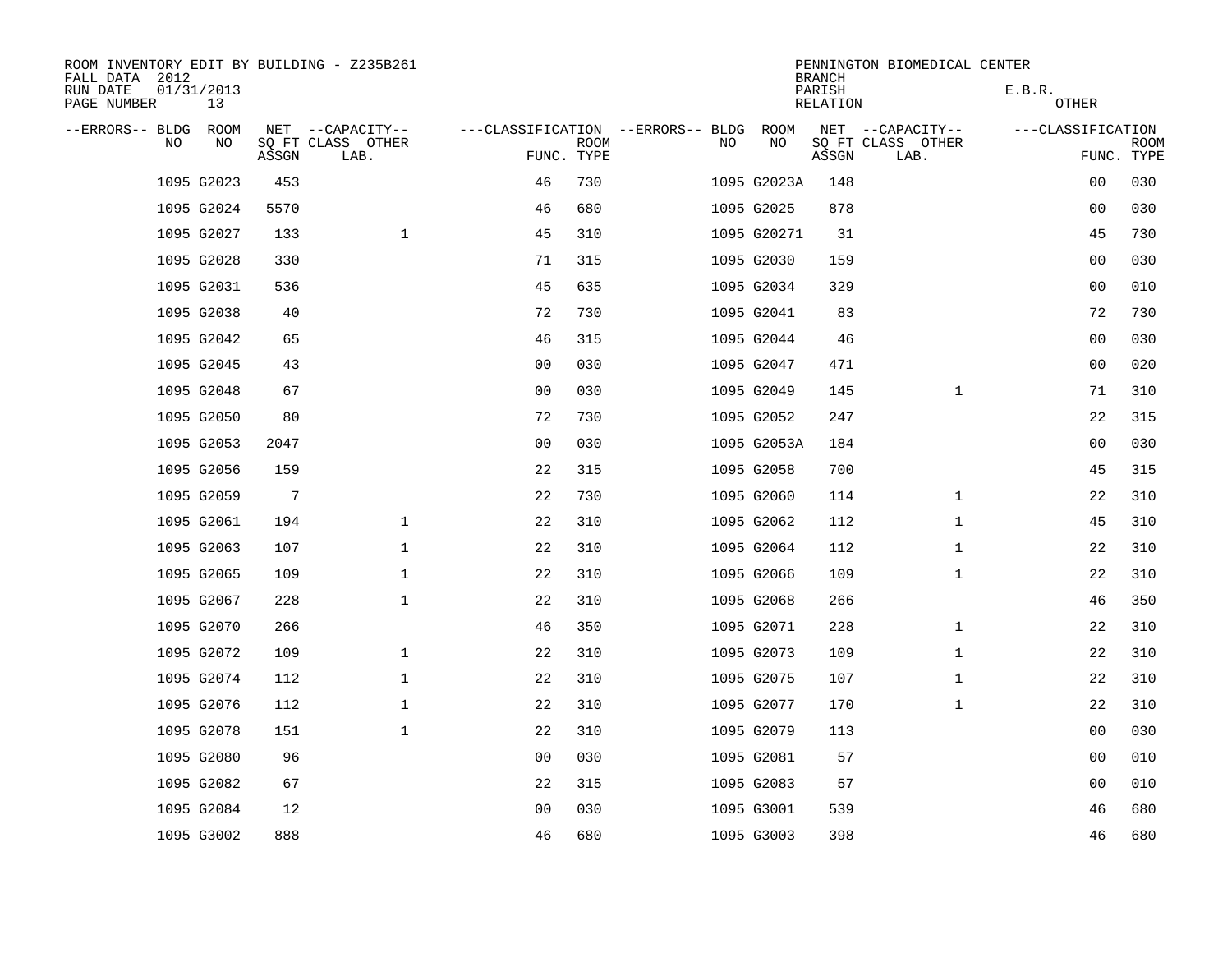ROOM INVENTORY EDIT BY BUILDING - Z235B261
FALL DATA 2012
RUN DATE 01/31/2013
PAGE NUMBER 13

PENNINGTON BIOMEDICAL CENTER
BRANCH
PARISH E.B.R.
RELATION OTHER

| --ERRORS-- | BLDG NO | ROOM NO | NET SQ FT ASSGN | --CAPACITY-- CLASS LAB. | OTHER | ---CLASSIFICATION FUNC. | ROOM TYPE | --ERRORS-- | BLDG NO | ROOM NO | NET SQ FT ASSGN | --CAPACITY-- CLASS LAB. | OTHER | ---CLASSIFICATION FUNC. | ROOM TYPE |
|---|---|---|---|---|---|---|---|---|---|---|---|---|---|---|---|
| | 1095 | G2023 | 453 | | | 46 | 730 | | 1095 | G2023A | 148 | | | 00 | 030 |
| | 1095 | G2024 | 5570 | | | 46 | 680 | | 1095 | G2025 | 878 | | | 00 | 030 |
| | 1095 | G2027 | 133 | | 1 | 45 | 310 | | 1095 | G20271 | 31 | | | 45 | 730 |
| | 1095 | G2028 | 330 | | | 71 | 315 | | 1095 | G2030 | 159 | | | 00 | 030 |
| | 1095 | G2031 | 536 | | | 45 | 635 | | 1095 | G2034 | 329 | | | 00 | 010 |
| | 1095 | G2038 | 40 | | | 72 | 730 | | 1095 | G2041 | 83 | | | 72 | 730 |
| | 1095 | G2042 | 65 | | | 46 | 315 | | 1095 | G2044 | 46 | | | 00 | 030 |
| | 1095 | G2045 | 43 | | | 00 | 030 | | 1095 | G2047 | 471 | | | 00 | 020 |
| | 1095 | G2048 | 67 | | | 00 | 030 | | 1095 | G2049 | 145 | | 1 | 71 | 310 |
| | 1095 | G2050 | 80 | | | 72 | 730 | | 1095 | G2052 | 247 | | | 22 | 315 |
| | 1095 | G2053 | 2047 | | | 00 | 030 | | 1095 | G2053A | 184 | | | 00 | 030 |
| | 1095 | G2056 | 159 | | | 22 | 315 | | 1095 | G2058 | 700 | | | 45 | 315 |
| | 1095 | G2059 | 7 | | | 22 | 730 | | 1095 | G2060 | 114 | | 1 | 22 | 310 |
| | 1095 | G2061 | 194 | | 1 | 22 | 310 | | 1095 | G2062 | 112 | | 1 | 45 | 310 |
| | 1095 | G2063 | 107 | | 1 | 22 | 310 | | 1095 | G2064 | 112 | | 1 | 22 | 310 |
| | 1095 | G2065 | 109 | | 1 | 22 | 310 | | 1095 | G2066 | 109 | | 1 | 22 | 310 |
| | 1095 | G2067 | 228 | | 1 | 22 | 310 | | 1095 | G2068 | 266 | | | 46 | 350 |
| | 1095 | G2070 | 266 | | | 46 | 350 | | 1095 | G2071 | 228 | | 1 | 22 | 310 |
| | 1095 | G2072 | 109 | | 1 | 22 | 310 | | 1095 | G2073 | 109 | | 1 | 22 | 310 |
| | 1095 | G2074 | 112 | | 1 | 22 | 310 | | 1095 | G2075 | 107 | | 1 | 22 | 310 |
| | 1095 | G2076 | 112 | | 1 | 22 | 310 | | 1095 | G2077 | 170 | | 1 | 22 | 310 |
| | 1095 | G2078 | 151 | | 1 | 22 | 310 | | 1095 | G2079 | 113 | | | 00 | 030 |
| | 1095 | G2080 | 96 | | | 00 | 030 | | 1095 | G2081 | 57 | | | 00 | 010 |
| | 1095 | G2082 | 67 | | | 22 | 315 | | 1095 | G2083 | 57 | | | 00 | 010 |
| | 1095 | G2084 | 12 | | | 00 | 030 | | 1095 | G3001 | 539 | | | 46 | 680 |
| | 1095 | G3002 | 888 | | | 46 | 680 | | 1095 | G3003 | 398 | | | 46 | 680 |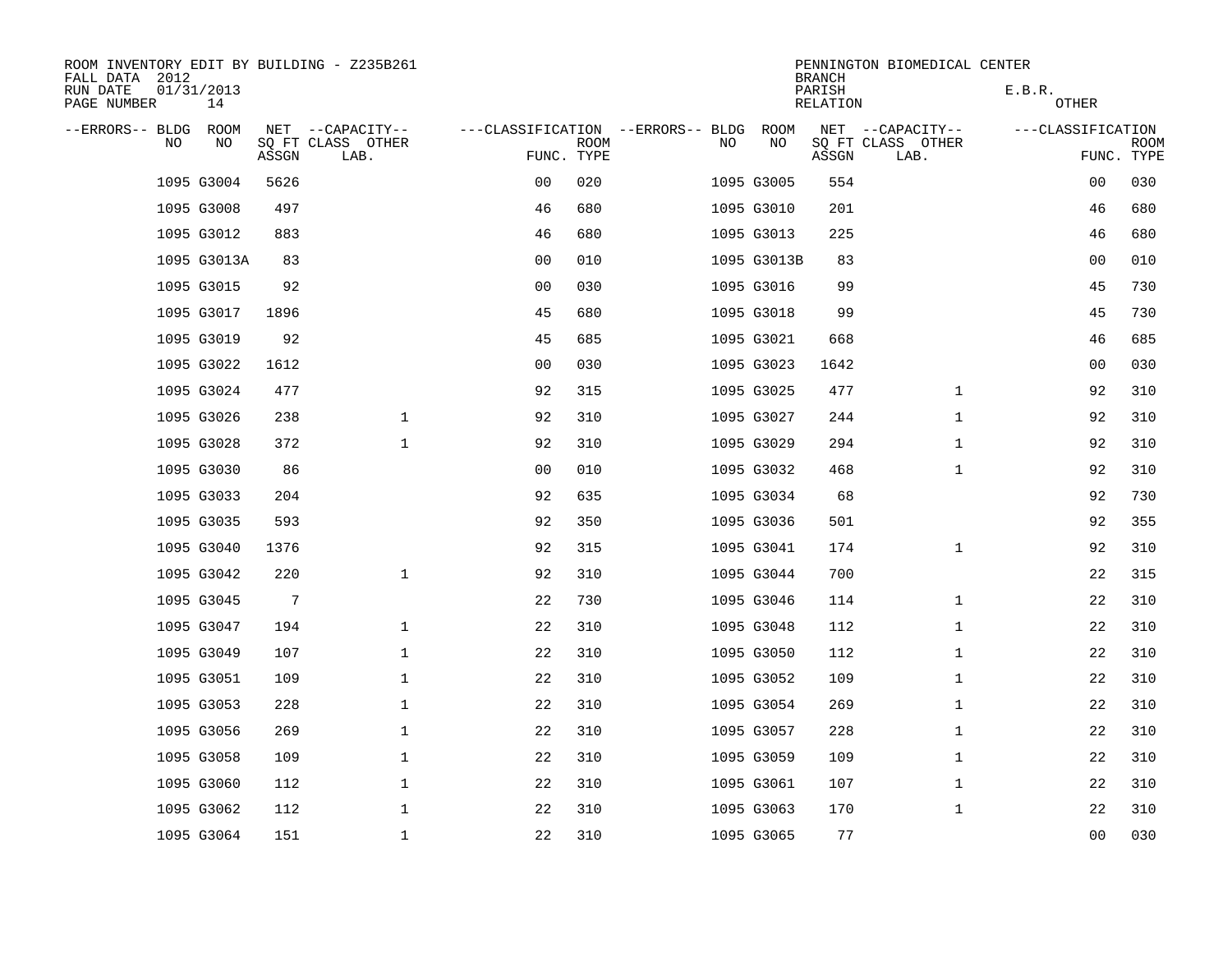ROOM INVENTORY EDIT BY BUILDING - Z235B261
FALL DATA 2012
RUN DATE 01/31/2013
PAGE NUMBER 14

PENNINGTON BIOMEDICAL CENTER
BRANCH
PARISH E.B.R.
RELATION OTHER

| --ERRORS-- | BLDG NO | ROOM NO | NET SQ FT ASSGN | --CAPACITY-- CLASS LAB. | OTHER | ---CLASSIFICATION FUNC. | ROOM TYPE | --ERRORS-- | BLDG NO | ROOM NO | NET SQ FT ASSGN | --CAPACITY-- CLASS LAB. | OTHER | ---CLASSIFICATION FUNC. | ROOM TYPE |
|---|---|---|---|---|---|---|---|---|---|---|---|---|---|---|---|
| | 1095 | G3004 | 5626 | | | 00 | 020 | | 1095 | G3005 | 554 | | | 00 | 030 |
| | 1095 | G3008 | 497 | | | 46 | 680 | | 1095 | G3010 | 201 | | | 46 | 680 |
| | 1095 | G3012 | 883 | | | 46 | 680 | | 1095 | G3013 | 225 | | | 46 | 680 |
| | 1095 | G3013A | 83 | | | 00 | 010 | | 1095 | G3013B | 83 | | | 00 | 010 |
| | 1095 | G3015 | 92 | | | 00 | 030 | | 1095 | G3016 | 99 | | | 45 | 730 |
| | 1095 | G3017 | 1896 | | | 45 | 680 | | 1095 | G3018 | 99 | | | 45 | 730 |
| | 1095 | G3019 | 92 | | | 45 | 685 | | 1095 | G3021 | 668 | | | 46 | 685 |
| | 1095 | G3022 | 1612 | | | 00 | 030 | | 1095 | G3023 | 1642 | | | 00 | 030 |
| | 1095 | G3024 | 477 | | | 92 | 315 | | 1095 | G3025 | 477 | | 1 | 92 | 310 |
| | 1095 | G3026 | 238 | | 1 | 92 | 310 | | 1095 | G3027 | 244 | | 1 | 92 | 310 |
| | 1095 | G3028 | 372 | | 1 | 92 | 310 | | 1095 | G3029 | 294 | | 1 | 92 | 310 |
| | 1095 | G3030 | 86 | | | 00 | 010 | | 1095 | G3032 | 468 | | 1 | 92 | 310 |
| | 1095 | G3033 | 204 | | | 92 | 635 | | 1095 | G3034 | 68 | | | 92 | 730 |
| | 1095 | G3035 | 593 | | | 92 | 350 | | 1095 | G3036 | 501 | | | 92 | 355 |
| | 1095 | G3040 | 1376 | | | 92 | 315 | | 1095 | G3041 | 174 | | 1 | 92 | 310 |
| | 1095 | G3042 | 220 | | 1 | 92 | 310 | | 1095 | G3044 | 700 | | | 22 | 315 |
| | 1095 | G3045 | 7 | | | 22 | 730 | | 1095 | G3046 | 114 | | 1 | 22 | 310 |
| | 1095 | G3047 | 194 | | 1 | 22 | 310 | | 1095 | G3048 | 112 | | 1 | 22 | 310 |
| | 1095 | G3049 | 107 | | 1 | 22 | 310 | | 1095 | G3050 | 112 | | 1 | 22 | 310 |
| | 1095 | G3051 | 109 | | 1 | 22 | 310 | | 1095 | G3052 | 109 | | 1 | 22 | 310 |
| | 1095 | G3053 | 228 | | 1 | 22 | 310 | | 1095 | G3054 | 269 | | 1 | 22 | 310 |
| | 1095 | G3056 | 269 | | 1 | 22 | 310 | | 1095 | G3057 | 228 | | 1 | 22 | 310 |
| | 1095 | G3058 | 109 | | 1 | 22 | 310 | | 1095 | G3059 | 109 | | 1 | 22 | 310 |
| | 1095 | G3060 | 112 | | 1 | 22 | 310 | | 1095 | G3061 | 107 | | 1 | 22 | 310 |
| | 1095 | G3062 | 112 | | 1 | 22 | 310 | | 1095 | G3063 | 170 | | 1 | 22 | 310 |
| | 1095 | G3064 | 151 | | 1 | 22 | 310 | | 1095 | G3065 | 77 | | | 00 | 030 |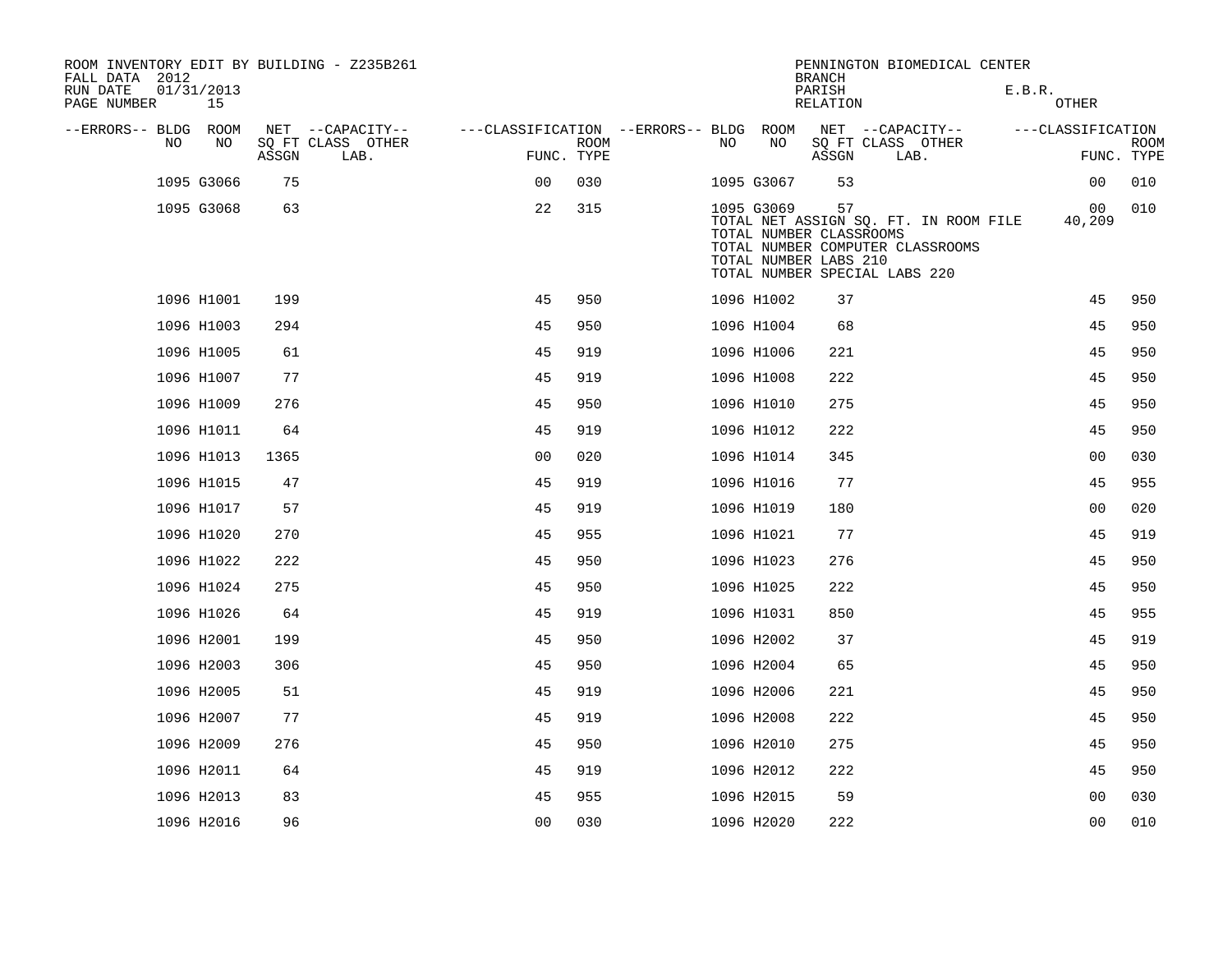ROOM INVENTORY EDIT BY BUILDING - Z235B261
FALL DATA 2012
RUN DATE 01/31/2013
PAGE NUMBER 15

PENNINGTON BIOMEDICAL CENTER
BRANCH
PARISH E.B.R.
RELATION OTHER

| --ERRORS-- | BLDG NO | ROOM NO | NET SQ FT ASSGN | CAPACITY CLASS LAB. | CAPACITY OTHER | CLASSIFICATION FUNC. | ROOM TYPE | --ERRORS-- | BLDG NO | ROOM NO | NET SQ FT ASSGN | CAPACITY CLASS LAB. | CAPACITY OTHER | CLASSIFICATION FUNC. | ROOM TYPE |
|---|---|---|---|---|---|---|---|---|---|---|---|---|---|---|---|
| | 1095 | G3066 | 75 | | | 00 | 030 | | 1095 | G3067 | 53 | | | 00 | 010 |
| | 1095 | G3068 | 63 | | | 22 | 315 | | 1095 | G3069 | 57 | | | 00 | 010 |

TOTAL NET ASSIGN SQ. FT. IN ROOM FILE 40,209
TOTAL NUMBER CLASSROOMS
TOTAL NUMBER COMPUTER CLASSROOMS
TOTAL NUMBER LABS 210
TOTAL NUMBER SPECIAL LABS 220

| --ERRORS-- | BLDG NO | ROOM NO | NET SQ FT ASSGN | CAPACITY CLASS LAB. | CAPACITY OTHER | CLASSIFICATION FUNC. | ROOM TYPE | --ERRORS-- | BLDG NO | ROOM NO | NET SQ FT ASSGN | CAPACITY CLASS LAB. | CAPACITY OTHER | CLASSIFICATION FUNC. | ROOM TYPE |
|---|---|---|---|---|---|---|---|---|---|---|---|---|---|---|---|
| | 1096 | H1001 | 199 | | | 45 | 950 | | 1096 | H1002 | 37 | | | 45 | 950 |
| | 1096 | H1003 | 294 | | | 45 | 950 | | 1096 | H1004 | 68 | | | 45 | 950 |
| | 1096 | H1005 | 61 | | | 45 | 919 | | 1096 | H1006 | 221 | | | 45 | 950 |
| | 1096 | H1007 | 77 | | | 45 | 919 | | 1096 | H1008 | 222 | | | 45 | 950 |
| | 1096 | H1009 | 276 | | | 45 | 950 | | 1096 | H1010 | 275 | | | 45 | 950 |
| | 1096 | H1011 | 64 | | | 45 | 919 | | 1096 | H1012 | 222 | | | 45 | 950 |
| | 1096 | H1013 | 1365 | | | 00 | 020 | | 1096 | H1014 | 345 | | | 00 | 030 |
| | 1096 | H1015 | 47 | | | 45 | 919 | | 1096 | H1016 | 77 | | | 45 | 955 |
| | 1096 | H1017 | 57 | | | 45 | 919 | | 1096 | H1019 | 180 | | | 00 | 020 |
| | 1096 | H1020 | 270 | | | 45 | 955 | | 1096 | H1021 | 77 | | | 45 | 919 |
| | 1096 | H1022 | 222 | | | 45 | 950 | | 1096 | H1023 | 276 | | | 45 | 950 |
| | 1096 | H1024 | 275 | | | 45 | 950 | | 1096 | H1025 | 222 | | | 45 | 950 |
| | 1096 | H1026 | 64 | | | 45 | 919 | | 1096 | H1031 | 850 | | | 45 | 955 |
| | 1096 | H2001 | 199 | | | 45 | 950 | | 1096 | H2002 | 37 | | | 45 | 919 |
| | 1096 | H2003 | 306 | | | 45 | 950 | | 1096 | H2004 | 65 | | | 45 | 950 |
| | 1096 | H2005 | 51 | | | 45 | 919 | | 1096 | H2006 | 221 | | | 45 | 950 |
| | 1096 | H2007 | 77 | | | 45 | 919 | | 1096 | H2008 | 222 | | | 45 | 950 |
| | 1096 | H2009 | 276 | | | 45 | 950 | | 1096 | H2010 | 275 | | | 45 | 950 |
| | 1096 | H2011 | 64 | | | 45 | 919 | | 1096 | H2012 | 222 | | | 45 | 950 |
| | 1096 | H2013 | 83 | | | 45 | 955 | | 1096 | H2015 | 59 | | | 00 | 030 |
| | 1096 | H2016 | 96 | | | 00 | 030 | | 1096 | H2020 | 222 | | | 00 | 010 |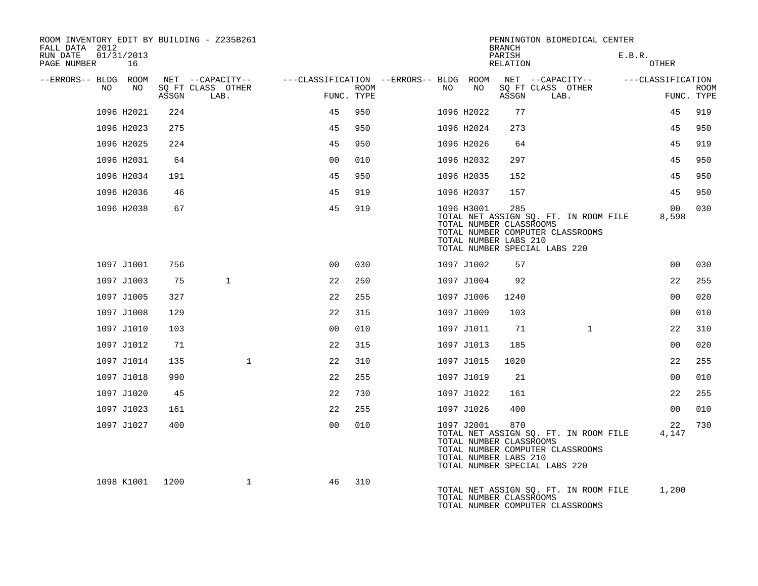ROOM INVENTORY EDIT BY BUILDING - Z235B261
FALL DATA 2012
RUN DATE 01/31/2013
PAGE NUMBER 16

PENNINGTON BIOMEDICAL CENTER
BRANCH
PARISH E.B.R.
RELATION OTHER

| --ERRORS-- | BLDG NO | ROOM NO | NET SQ FT ASSGN | CAPACITY CLASS LAB. | CAPACITY OTHER | CLASSIFICATION FUNC. | ROOM TYPE | --ERRORS-- | BLDG NO | ROOM NO | NET SQ FT ASSGN | CAPACITY CLASS LAB. | CAPACITY OTHER | CLASSIFICATION FUNC. | ROOM TYPE |
|---|---|---|---|---|---|---|---|---|---|---|---|---|---|---|---|
| | 1096 | H2021 | 224 | | | 45 | 950 | | 1096 | H2022 | 77 | | | 45 | 919 |
| | 1096 | H2023 | 275 | | | 45 | 950 | | 1096 | H2024 | 273 | | | 45 | 950 |
| | 1096 | H2025 | 224 | | | 45 | 950 | | 1096 | H2026 | 64 | | | 45 | 919 |
| | 1096 | H2031 | 64 | | | 00 | 010 | | 1096 | H2032 | 297 | | | 45 | 950 |
| | 1096 | H2034 | 191 | | | 45 | 950 | | 1096 | H2035 | 152 | | | 45 | 950 |
| | 1096 | H2036 | 46 | | | 45 | 919 | | 1096 | H2037 | 157 | | | 45 | 950 |
| | 1096 | H2038 | 67 | | | 45 | 919 | | 1096 | H3001 | 285 | | | 00 | 030 |

TOTAL NET ASSIGN SQ. FT. IN ROOM FILE 8,598
TOTAL NUMBER CLASSROOMS
TOTAL NUMBER COMPUTER CLASSROOMS
TOTAL NUMBER LABS 210
TOTAL NUMBER SPECIAL LABS 220

| --ERRORS-- | BLDG NO | ROOM NO | NET SQ FT ASSGN | CAPACITY CLASS LAB. | CAPACITY OTHER | CLASSIFICATION FUNC. | ROOM TYPE | --ERRORS-- | BLDG NO | ROOM NO | NET SQ FT ASSGN | CAPACITY CLASS LAB. | CAPACITY OTHER | CLASSIFICATION FUNC. | ROOM TYPE |
|---|---|---|---|---|---|---|---|---|---|---|---|---|---|---|---|
| | 1097 | J1001 | 756 | | | 00 | 030 | | 1097 | J1002 | 57 | | | 00 | 030 |
| | 1097 | J1003 | 75 | 1 | | 22 | 250 | | 1097 | J1004 | 92 | | | 22 | 255 |
| | 1097 | J1005 | 327 | | | 22 | 255 | | 1097 | J1006 | 1240 | | | 00 | 020 |
| | 1097 | J1008 | 129 | | | 22 | 315 | | 1097 | J1009 | 103 | | | 00 | 010 |
| | 1097 | J1010 | 103 | | | 00 | 010 | | 1097 | J1011 | 71 | | 1 | 22 | 310 |
| | 1097 | J1012 | 71 | | | 22 | 315 | | 1097 | J1013 | 185 | | | 00 | 020 |
| | 1097 | J1014 | 135 | | 1 | 22 | 310 | | 1097 | J1015 | 1020 | | | 22 | 255 |
| | 1097 | J1018 | 990 | | | 22 | 255 | | 1097 | J1019 | 21 | | | 00 | 010 |
| | 1097 | J1020 | 45 | | | 22 | 730 | | 1097 | J1022 | 161 | | | 22 | 255 |
| | 1097 | J1023 | 161 | | | 22 | 255 | | 1097 | J1026 | 400 | | | 00 | 010 |
| | 1097 | J1027 | 400 | | | 00 | 010 | | 1097 | J2001 | 870 | | | 22 | 730 |

TOTAL NET ASSIGN SQ. FT. IN ROOM FILE 4,147
TOTAL NUMBER CLASSROOMS
TOTAL NUMBER COMPUTER CLASSROOMS
TOTAL NUMBER LABS 210
TOTAL NUMBER SPECIAL LABS 220

| --ERRORS-- | BLDG NO | ROOM NO | NET SQ FT ASSGN | CAPACITY CLASS LAB. | CAPACITY OTHER | CLASSIFICATION FUNC. | ROOM TYPE |
|---|---|---|---|---|---|---|---|
| | 1098 | K1001 | 1200 | | 1 | 46 | 310 |

TOTAL NET ASSIGN SQ. FT. IN ROOM FILE 1,200
TOTAL NUMBER CLASSROOMS
TOTAL NUMBER COMPUTER CLASSROOMS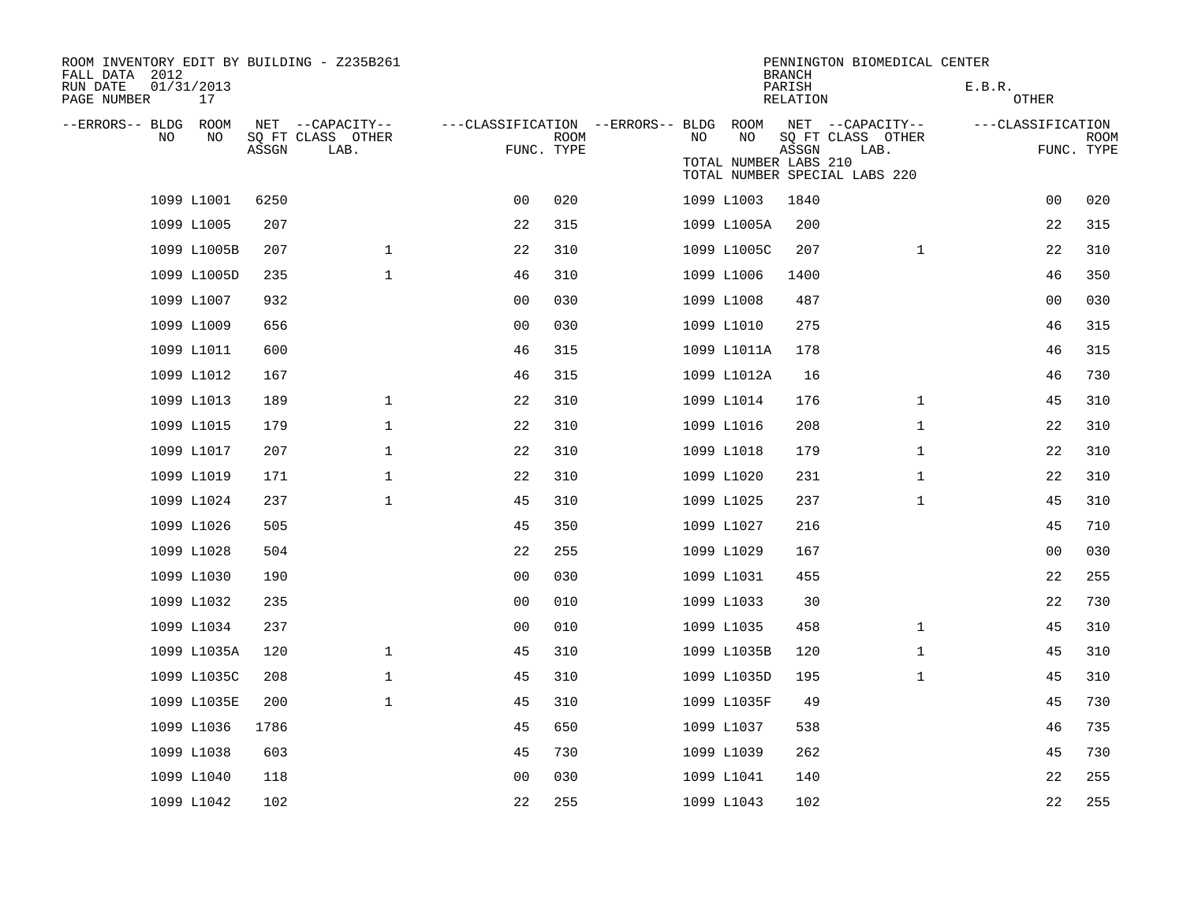ROOM INVENTORY EDIT BY BUILDING - Z235B261
FALL DATA 2012
RUN DATE 01/31/2013
PAGE NUMBER 17

PENNINGTON BIOMEDICAL CENTER
BRANCH
PARISH E.B.R.
RELATION OTHER

TOTAL NUMBER LABS 210
TOTAL NUMBER SPECIAL LABS 220

| --ERRORS-- | BLDG NO | ROOM NO | NET SQ FT ASSGN | CAPACITY CLASS LAB. | CAPACITY OTHER | CLASSIFICATION FUNC. | ROOM TYPE | --ERRORS-- | BLDG NO | ROOM NO | NET SQ FT ASSGN | CAPACITY CLASS LAB. | CAPACITY OTHER | CLASSIFICATION FUNC. | ROOM TYPE |
|---|---|---|---|---|---|---|---|---|---|---|---|---|---|---|---|
| | 1099 | L1001 | 6250 | | | 00 | 020 | | 1099 | L1003 | 1840 | | | 00 | 020 |
| | 1099 | L1005 | 207 | | | 22 | 315 | | 1099 | L1005A | 200 | | | 22 | 315 |
| | 1099 | L1005B | 207 | | 1 | 22 | 310 | | 1099 | L1005C | 207 | | 1 | 22 | 310 |
| | 1099 | L1005D | 235 | | 1 | 46 | 310 | | 1099 | L1006 | 1400 | | | 46 | 350 |
| | 1099 | L1007 | 932 | | | 00 | 030 | | 1099 | L1008 | 487 | | | 00 | 030 |
| | 1099 | L1009 | 656 | | | 00 | 030 | | 1099 | L1010 | 275 | | | 46 | 315 |
| | 1099 | L1011 | 600 | | | 46 | 315 | | 1099 | L1011A | 178 | | | 46 | 315 |
| | 1099 | L1012 | 167 | | | 46 | 315 | | 1099 | L1012A | 16 | | | 46 | 730 |
| | 1099 | L1013 | 189 | | 1 | 22 | 310 | | 1099 | L1014 | 176 | | 1 | 45 | 310 |
| | 1099 | L1015 | 179 | | 1 | 22 | 310 | | 1099 | L1016 | 208 | | 1 | 22 | 310 |
| | 1099 | L1017 | 207 | | 1 | 22 | 310 | | 1099 | L1018 | 179 | | 1 | 22 | 310 |
| | 1099 | L1019 | 171 | | 1 | 22 | 310 | | 1099 | L1020 | 231 | | 1 | 22 | 310 |
| | 1099 | L1024 | 237 | | 1 | 45 | 310 | | 1099 | L1025 | 237 | | 1 | 45 | 310 |
| | 1099 | L1026 | 505 | | | 45 | 350 | | 1099 | L1027 | 216 | | | 45 | 710 |
| | 1099 | L1028 | 504 | | | 22 | 255 | | 1099 | L1029 | 167 | | | 00 | 030 |
| | 1099 | L1030 | 190 | | | 00 | 030 | | 1099 | L1031 | 455 | | | 22 | 255 |
| | 1099 | L1032 | 235 | | | 00 | 010 | | 1099 | L1033 | 30 | | | 22 | 730 |
| | 1099 | L1034 | 237 | | | 00 | 010 | | 1099 | L1035 | 458 | | 1 | 45 | 310 |
| | 1099 | L1035A | 120 | | 1 | 45 | 310 | | 1099 | L1035B | 120 | | 1 | 45 | 310 |
| | 1099 | L1035C | 208 | | 1 | 45 | 310 | | 1099 | L1035D | 195 | | 1 | 45 | 310 |
| | 1099 | L1035E | 200 | | 1 | 45 | 310 | | 1099 | L1035F | 49 | | | 45 | 730 |
| | 1099 | L1036 | 1786 | | | 45 | 650 | | 1099 | L1037 | 538 | | | 46 | 735 |
| | 1099 | L1038 | 603 | | | 45 | 730 | | 1099 | L1039 | 262 | | | 45 | 730 |
| | 1099 | L1040 | 118 | | | 00 | 030 | | 1099 | L1041 | 140 | | | 22 | 255 |
| | 1099 | L1042 | 102 | | | 22 | 255 | | 1099 | L1043 | 102 | | | 22 | 255 |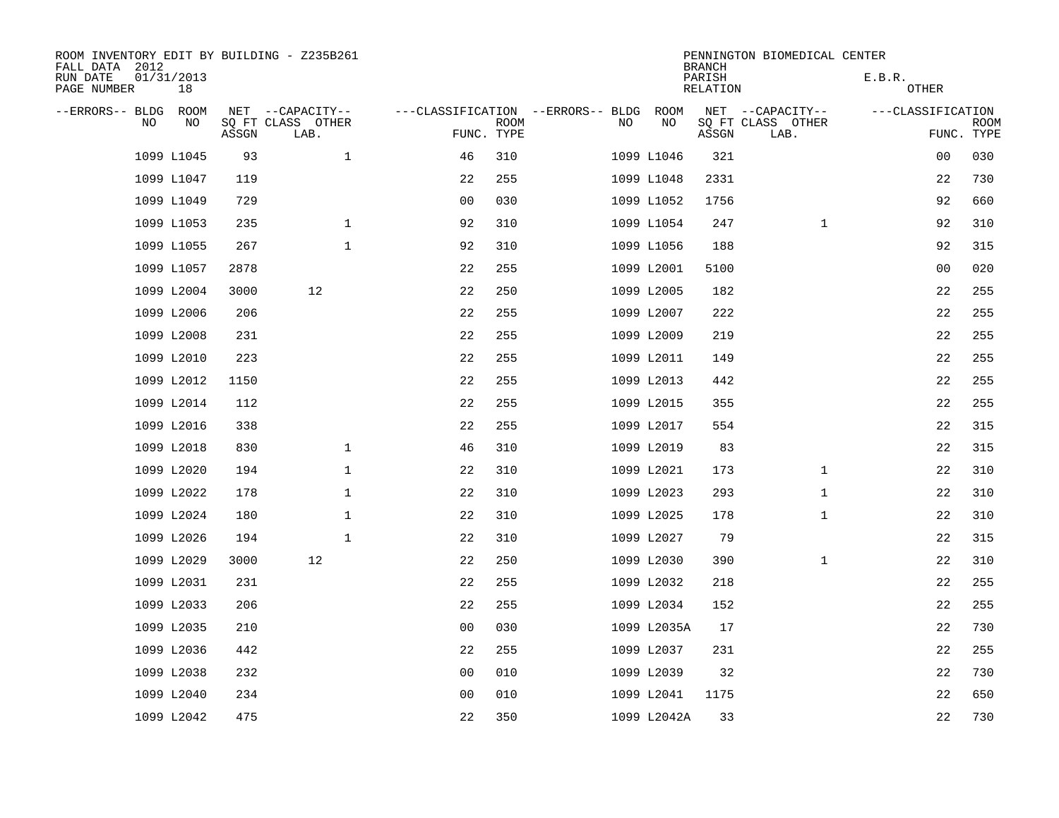ROOM INVENTORY EDIT BY BUILDING - Z235B261
FALL DATA 2012
RUN DATE 01/31/2013
PAGE NUMBER 18

PENNINGTON BIOMEDICAL CENTER
BRANCH
PARISH E.B.R.
RELATION OTHER

| --ERRORS-- | BLDG NO | ROOM NO | NET SQ FT ASSGN | CAPACITY CLASS LAB. | CAPACITY OTHER | CLASSIFICATION FUNC. | ROOM TYPE | --ERRORS-- | BLDG NO | ROOM NO | NET SQ FT ASSGN | CAPACITY CLASS LAB. | CAPACITY OTHER | CLASSIFICATION FUNC. | ROOM TYPE |
|---|---|---|---|---|---|---|---|---|---|---|---|---|---|---|---|
| | 1099 | L1045 | 93 | | 1 | 46 | 310 | | 1099 | L1046 | 321 | | | 00 | 030 |
| | 1099 | L1047 | 119 | | | 22 | 255 | | 1099 | L1048 | 2331 | | | 22 | 730 |
| | 1099 | L1049 | 729 | | | 00 | 030 | | 1099 | L1052 | 1756 | | | 92 | 660 |
| | 1099 | L1053 | 235 | | 1 | 92 | 310 | | 1099 | L1054 | 247 | | 1 | 92 | 310 |
| | 1099 | L1055 | 267 | | 1 | 92 | 310 | | 1099 | L1056 | 188 | | | 92 | 315 |
| | 1099 | L1057 | 2878 | | | 22 | 255 | | 1099 | L2001 | 5100 | | | 00 | 020 |
| | 1099 | L2004 | 3000 | 12 | | 22 | 250 | | 1099 | L2005 | 182 | | | 22 | 255 |
| | 1099 | L2006 | 206 | | | 22 | 255 | | 1099 | L2007 | 222 | | | 22 | 255 |
| | 1099 | L2008 | 231 | | | 22 | 255 | | 1099 | L2009 | 219 | | | 22 | 255 |
| | 1099 | L2010 | 223 | | | 22 | 255 | | 1099 | L2011 | 149 | | | 22 | 255 |
| | 1099 | L2012 | 1150 | | | 22 | 255 | | 1099 | L2013 | 442 | | | 22 | 255 |
| | 1099 | L2014 | 112 | | | 22 | 255 | | 1099 | L2015 | 355 | | | 22 | 255 |
| | 1099 | L2016 | 338 | | | 22 | 255 | | 1099 | L2017 | 554 | | | 22 | 315 |
| | 1099 | L2018 | 830 | | 1 | 46 | 310 | | 1099 | L2019 | 83 | | | 22 | 315 |
| | 1099 | L2020 | 194 | | 1 | 22 | 310 | | 1099 | L2021 | 173 | | 1 | 22 | 310 |
| | 1099 | L2022 | 178 | | 1 | 22 | 310 | | 1099 | L2023 | 293 | | 1 | 22 | 310 |
| | 1099 | L2024 | 180 | | 1 | 22 | 310 | | 1099 | L2025 | 178 | | 1 | 22 | 310 |
| | 1099 | L2026 | 194 | | 1 | 22 | 310 | | 1099 | L2027 | 79 | | | 22 | 315 |
| | 1099 | L2029 | 3000 | 12 | | 22 | 250 | | 1099 | L2030 | 390 | | 1 | 22 | 310 |
| | 1099 | L2031 | 231 | | | 22 | 255 | | 1099 | L2032 | 218 | | | 22 | 255 |
| | 1099 | L2033 | 206 | | | 22 | 255 | | 1099 | L2034 | 152 | | | 22 | 255 |
| | 1099 | L2035 | 210 | | | 00 | 030 | | 1099 | L2035A | 17 | | | 22 | 730 |
| | 1099 | L2036 | 442 | | | 22 | 255 | | 1099 | L2037 | 231 | | | 22 | 255 |
| | 1099 | L2038 | 232 | | | 00 | 010 | | 1099 | L2039 | 32 | | | 22 | 730 |
| | 1099 | L2040 | 234 | | | 00 | 010 | | 1099 | L2041 | 1175 | | | 22 | 650 |
| | 1099 | L2042 | 475 | | | 22 | 350 | | 1099 | L2042A | 33 | | | 22 | 730 |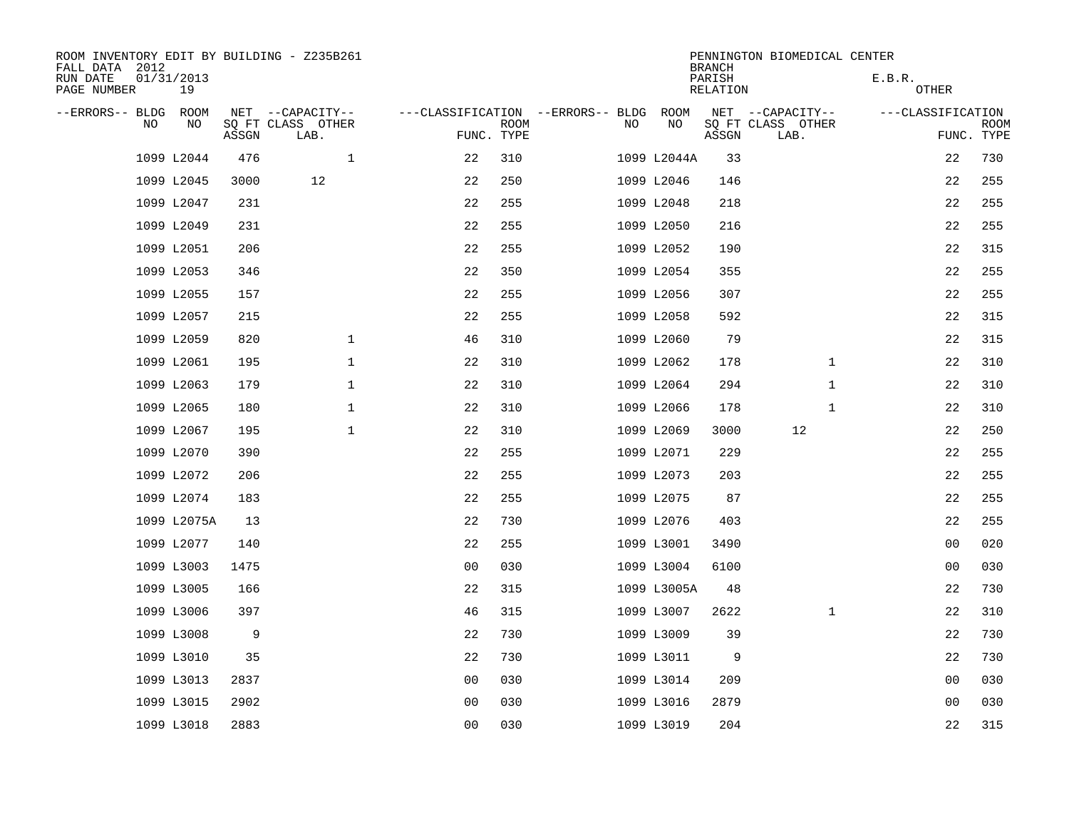ROOM INVENTORY EDIT BY BUILDING - Z235B261
FALL DATA 2012
RUN DATE 01/31/2013
PAGE NUMBER 19

PENNINGTON BIOMEDICAL CENTER
BRANCH
PARISH E.B.R.
RELATION OTHER

| --ERRORS-- | BLDG NO | ROOM NO | NET SQ FT ASSGN | --CAPACITY-- CLASS LAB. | OTHER | ---CLASSIFICATION FUNC. | ROOM TYPE | --ERRORS-- | BLDG NO | ROOM NO | NET SQ FT ASSGN | --CAPACITY-- CLASS LAB. | OTHER | ---CLASSIFICATION FUNC. | ROOM TYPE |
|---|---|---|---|---|---|---|---|---|---|---|---|---|---|---|---|
| | 1099 | L2044 | 476 | | 1 | 22 | 310 | | 1099 | L2044A | 33 | | | 22 | 730 |
| | 1099 | L2045 | 3000 | 12 | | 22 | 250 | | 1099 | L2046 | 146 | | | 22 | 255 |
| | 1099 | L2047 | 231 | | | 22 | 255 | | 1099 | L2048 | 218 | | | 22 | 255 |
| | 1099 | L2049 | 231 | | | 22 | 255 | | 1099 | L2050 | 216 | | | 22 | 255 |
| | 1099 | L2051 | 206 | | | 22 | 255 | | 1099 | L2052 | 190 | | | 22 | 315 |
| | 1099 | L2053 | 346 | | | 22 | 350 | | 1099 | L2054 | 355 | | | 22 | 255 |
| | 1099 | L2055 | 157 | | | 22 | 255 | | 1099 | L2056 | 307 | | | 22 | 255 |
| | 1099 | L2057 | 215 | | | 22 | 255 | | 1099 | L2058 | 592 | | | 22 | 315 |
| | 1099 | L2059 | 820 | | 1 | 46 | 310 | | 1099 | L2060 | 79 | | | 22 | 315 |
| | 1099 | L2061 | 195 | | 1 | 22 | 310 | | 1099 | L2062 | 178 | | 1 | 22 | 310 |
| | 1099 | L2063 | 179 | | 1 | 22 | 310 | | 1099 | L2064 | 294 | | 1 | 22 | 310 |
| | 1099 | L2065 | 180 | | 1 | 22 | 310 | | 1099 | L2066 | 178 | | 1 | 22 | 310 |
| | 1099 | L2067 | 195 | | 1 | 22 | 310 | | 1099 | L2069 | 3000 | 12 | | 22 | 250 |
| | 1099 | L2070 | 390 | | | 22 | 255 | | 1099 | L2071 | 229 | | | 22 | 255 |
| | 1099 | L2072 | 206 | | | 22 | 255 | | 1099 | L2073 | 203 | | | 22 | 255 |
| | 1099 | L2074 | 183 | | | 22 | 255 | | 1099 | L2075 | 87 | | | 22 | 255 |
| | 1099 | L2075A | 13 | | | 22 | 730 | | 1099 | L2076 | 403 | | | 22 | 255 |
| | 1099 | L2077 | 140 | | | 22 | 255 | | 1099 | L3001 | 3490 | | | 00 | 020 |
| | 1099 | L3003 | 1475 | | | 00 | 030 | | 1099 | L3004 | 6100 | | | 00 | 030 |
| | 1099 | L3005 | 166 | | | 22 | 315 | | 1099 | L3005A | 48 | | | 22 | 730 |
| | 1099 | L3006 | 397 | | | 46 | 315 | | 1099 | L3007 | 2622 | | 1 | 22 | 310 |
| | 1099 | L3008 | 9 | | | 22 | 730 | | 1099 | L3009 | 39 | | | 22 | 730 |
| | 1099 | L3010 | 35 | | | 22 | 730 | | 1099 | L3011 | 9 | | | 22 | 730 |
| | 1099 | L3013 | 2837 | | | 00 | 030 | | 1099 | L3014 | 209 | | | 00 | 030 |
| | 1099 | L3015 | 2902 | | | 00 | 030 | | 1099 | L3016 | 2879 | | | 00 | 030 |
| | 1099 | L3018 | 2883 | | | 00 | 030 | | 1099 | L3019 | 204 | | | 22 | 315 |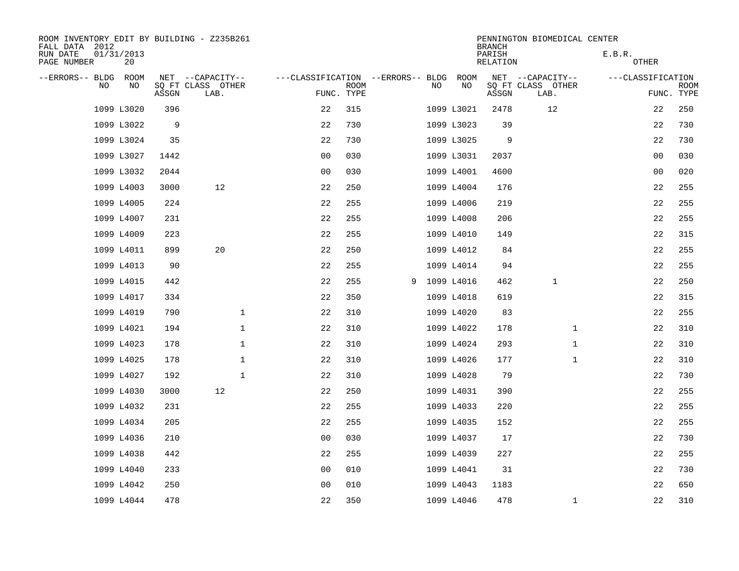ROOM INVENTORY EDIT BY BUILDING - Z235B261
FALL DATA 2012
RUN DATE 01/31/2013
PAGE NUMBER 20

PENNINGTON BIOMEDICAL CENTER
BRANCH
PARISH E.B.R.
RELATION OTHER

| --ERRORS-- | BLDG NO | ROOM NO | NET SQ FT ASSGN | --CAPACITY-- CLASS LAB. | OTHER | ---CLASSIFICATION FUNC. | ROOM TYPE | --ERRORS-- | BLDG NO | ROOM NO | NET SQ FT ASSGN | --CAPACITY-- CLASS LAB. | OTHER | ---CLASSIFICATION FUNC. | ROOM TYPE |
|---|---|---|---|---|---|---|---|---|---|---|---|---|---|---|---|
| | 1099 | L3020 | 396 | | | 22 | 315 | | 1099 | L3021 | 2478 | 12 | | 22 | 250 |
| | 1099 | L3022 | 9 | | | 22 | 730 | | 1099 | L3023 | 39 | | | 22 | 730 |
| | 1099 | L3024 | 35 | | | 22 | 730 | | 1099 | L3025 | 9 | | | 22 | 730 |
| | 1099 | L3027 | 1442 | | | 00 | 030 | | 1099 | L3031 | 2037 | | | 00 | 030 |
| | 1099 | L3032 | 2044 | | | 00 | 030 | | 1099 | L4001 | 4600 | | | 00 | 020 |
| | 1099 | L4003 | 3000 | 12 | | 22 | 250 | | 1099 | L4004 | 176 | | | 22 | 255 |
| | 1099 | L4005 | 224 | | | 22 | 255 | | 1099 | L4006 | 219 | | | 22 | 255 |
| | 1099 | L4007 | 231 | | | 22 | 255 | | 1099 | L4008 | 206 | | | 22 | 255 |
| | 1099 | L4009 | 223 | | | 22 | 255 | | 1099 | L4010 | 149 | | | 22 | 315 |
| | 1099 | L4011 | 899 | 20 | | 22 | 250 | | 1099 | L4012 | 84 | | | 22 | 255 |
| | 1099 | L4013 | 90 | | | 22 | 255 | | 1099 | L4014 | 94 | | | 22 | 255 |
| | 1099 | L4015 | 442 | | | 22 | 255 | 9 | 1099 | L4016 | 462 | 1 | | 22 | 250 |
| | 1099 | L4017 | 334 | | | 22 | 350 | | 1099 | L4018 | 619 | | | 22 | 315 |
| | 1099 | L4019 | 790 | | 1 | 22 | 310 | | 1099 | L4020 | 83 | | | 22 | 255 |
| | 1099 | L4021 | 194 | | 1 | 22 | 310 | | 1099 | L4022 | 178 | | 1 | 22 | 310 |
| | 1099 | L4023 | 178 | | 1 | 22 | 310 | | 1099 | L4024 | 293 | | 1 | 22 | 310 |
| | 1099 | L4025 | 178 | | 1 | 22 | 310 | | 1099 | L4026 | 177 | | 1 | 22 | 310 |
| | 1099 | L4027 | 192 | | 1 | 22 | 310 | | 1099 | L4028 | 79 | | | 22 | 730 |
| | 1099 | L4030 | 3000 | 12 | | 22 | 250 | | 1099 | L4031 | 390 | | | 22 | 255 |
| | 1099 | L4032 | 231 | | | 22 | 255 | | 1099 | L4033 | 220 | | | 22 | 255 |
| | 1099 | L4034 | 205 | | | 22 | 255 | | 1099 | L4035 | 152 | | | 22 | 255 |
| | 1099 | L4036 | 210 | | | 00 | 030 | | 1099 | L4037 | 17 | | | 22 | 730 |
| | 1099 | L4038 | 442 | | | 22 | 255 | | 1099 | L4039 | 227 | | | 22 | 255 |
| | 1099 | L4040 | 233 | | | 00 | 010 | | 1099 | L4041 | 31 | | | 22 | 730 |
| | 1099 | L4042 | 250 | | | 00 | 010 | | 1099 | L4043 | 1183 | | | 22 | 650 |
| | 1099 | L4044 | 478 | | | 22 | 350 | | 1099 | L4046 | 478 | | 1 | 22 | 310 |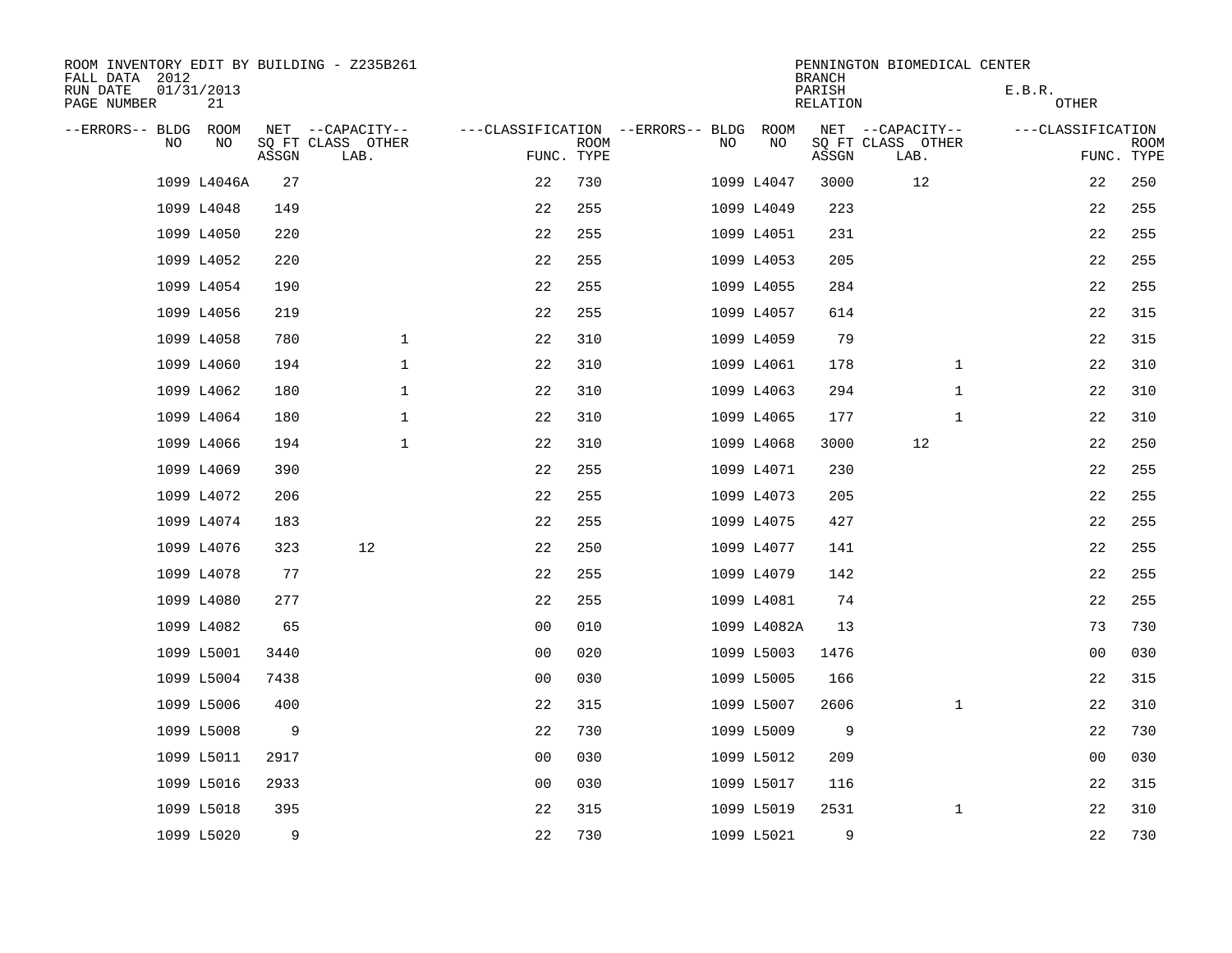ROOM INVENTORY EDIT BY BUILDING - Z235B261
FALL DATA 2012
RUN DATE 01/31/2013
PAGE NUMBER 21

PENNINGTON BIOMEDICAL CENTER
BRANCH
PARISH E.B.R.
RELATION OTHER

| --ERRORS-- | BLDG NO | ROOM NO | NET SQ FT ASSGN | --CAPACITY-- CLASS LAB. | OTHER | ---CLASSIFICATION FUNC. | ROOM TYPE | --ERRORS-- | BLDG NO | ROOM NO | NET SQ FT ASSGN | --CAPACITY-- CLASS LAB. | OTHER | ---CLASSIFICATION FUNC. | ROOM TYPE |
|---|---|---|---|---|---|---|---|---|---|---|---|---|---|---|---|
| | 1099 | L4046A | 27 | | | 22 | 730 | | 1099 | L4047 | 3000 | 12 | | 22 | 250 |
| | 1099 | L4048 | 149 | | | 22 | 255 | | 1099 | L4049 | 223 | | | 22 | 255 |
| | 1099 | L4050 | 220 | | | 22 | 255 | | 1099 | L4051 | 231 | | | 22 | 255 |
| | 1099 | L4052 | 220 | | | 22 | 255 | | 1099 | L4053 | 205 | | | 22 | 255 |
| | 1099 | L4054 | 190 | | | 22 | 255 | | 1099 | L4055 | 284 | | | 22 | 255 |
| | 1099 | L4056 | 219 | | | 22 | 255 | | 1099 | L4057 | 614 | | | 22 | 315 |
| | 1099 | L4058 | 780 | | 1 | 22 | 310 | | 1099 | L4059 | 79 | | | 22 | 315 |
| | 1099 | L4060 | 194 | | 1 | 22 | 310 | | 1099 | L4061 | 178 | | 1 | 22 | 310 |
| | 1099 | L4062 | 180 | | 1 | 22 | 310 | | 1099 | L4063 | 294 | | 1 | 22 | 310 |
| | 1099 | L4064 | 180 | | 1 | 22 | 310 | | 1099 | L4065 | 177 | | 1 | 22 | 310 |
| | 1099 | L4066 | 194 | | 1 | 22 | 310 | | 1099 | L4068 | 3000 | 12 | | 22 | 250 |
| | 1099 | L4069 | 390 | | | 22 | 255 | | 1099 | L4071 | 230 | | | 22 | 255 |
| | 1099 | L4072 | 206 | | | 22 | 255 | | 1099 | L4073 | 205 | | | 22 | 255 |
| | 1099 | L4074 | 183 | | | 22 | 255 | | 1099 | L4075 | 427 | | | 22 | 255 |
| | 1099 | L4076 | 323 | 12 | | 22 | 250 | | 1099 | L4077 | 141 | | | 22 | 255 |
| | 1099 | L4078 | 77 | | | 22 | 255 | | 1099 | L4079 | 142 | | | 22 | 255 |
| | 1099 | L4080 | 277 | | | 22 | 255 | | 1099 | L4081 | 74 | | | 22 | 255 |
| | 1099 | L4082 | 65 | | | 00 | 010 | | 1099 | L4082A | 13 | | | 73 | 730 |
| | 1099 | L5001 | 3440 | | | 00 | 020 | | 1099 | L5003 | 1476 | | | 00 | 030 |
| | 1099 | L5004 | 7438 | | | 00 | 030 | | 1099 | L5005 | 166 | | | 22 | 315 |
| | 1099 | L5006 | 400 | | | 22 | 315 | | 1099 | L5007 | 2606 | | 1 | 22 | 310 |
| | 1099 | L5008 | 9 | | | 22 | 730 | | 1099 | L5009 | 9 | | | 22 | 730 |
| | 1099 | L5011 | 2917 | | | 00 | 030 | | 1099 | L5012 | 209 | | | 00 | 030 |
| | 1099 | L5016 | 2933 | | | 00 | 030 | | 1099 | L5017 | 116 | | | 22 | 315 |
| | 1099 | L5018 | 395 | | | 22 | 315 | | 1099 | L5019 | 2531 | | 1 | 22 | 310 |
| | 1099 | L5020 | 9 | | | 22 | 730 | | 1099 | L5021 | 9 | | | 22 | 730 |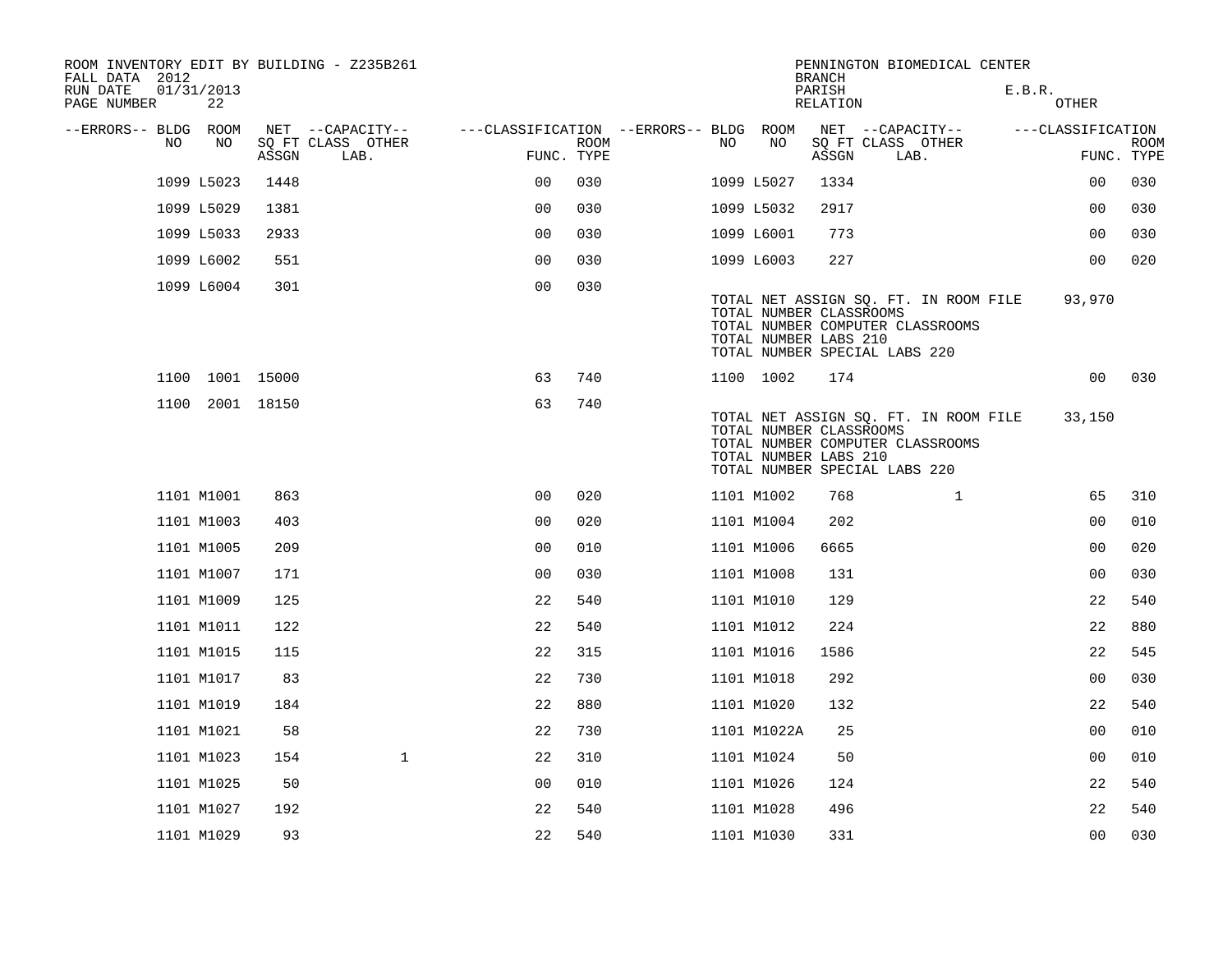ROOM INVENTORY EDIT BY BUILDING - Z235B261
FALL DATA 2012
RUN DATE 01/31/2013
PAGE NUMBER 22

PENNINGTON BIOMEDICAL CENTER
BRANCH
PARISH E.B.R.
RELATION OTHER

| --ERRORS-- | BLDG NO | ROOM NO | NET SQ FT ASSGN | --CAPACITY-- CLASS LAB. | OTHER | ---CLASSIFICATION FUNC. | ROOM TYPE | --ERRORS-- | BLDG NO | ROOM NO | NET SQ FT ASSGN | --CAPACITY-- CLASS LAB. | OTHER | ---CLASSIFICATION FUNC. | ROOM TYPE |
|---|---|---|---|---|---|---|---|---|---|---|---|---|---|---|---|
| | 1099 | L5023 | 1448 | | | 00 | 030 | | 1099 | L5027 | 1334 | | | 00 | 030 |
| | 1099 | L5029 | 1381 | | | 00 | 030 | | 1099 | L5032 | 2917 | | | 00 | 030 |
| | 1099 | L5033 | 2933 | | | 00 | 030 | | 1099 | L6001 | 773 | | | 00 | 030 |
| | 1099 | L6002 | 551 | | | 00 | 030 | | 1099 | L6003 | 227 | | | 00 | 020 |
| | 1099 | L6004 | 301 | | | 00 | 030 | | | | | | | | |

TOTAL NET ASSIGN SQ. FT. IN ROOM FILE 93,970
TOTAL NUMBER CLASSROOMS
TOTAL NUMBER COMPUTER CLASSROOMS
TOTAL NUMBER LABS 210
TOTAL NUMBER SPECIAL LABS 220

| --ERRORS-- | BLDG NO | ROOM NO | NET SQ FT ASSGN | --CAPACITY-- CLASS LAB. | OTHER | ---CLASSIFICATION FUNC. | ROOM TYPE | --ERRORS-- | BLDG NO | ROOM NO | NET SQ FT ASSGN | --CAPACITY-- CLASS LAB. | OTHER | ---CLASSIFICATION FUNC. | ROOM TYPE |
|---|---|---|---|---|---|---|---|---|---|---|---|---|---|---|---|
| | 1100 | 1001 | 15000 | | | 63 | 740 | | 1100 | 1002 | 174 | | | 00 | 030 |
| | 1100 | 2001 | 18150 | | | 63 | 740 | | | | | | | | |

TOTAL NET ASSIGN SQ. FT. IN ROOM FILE 33,150
TOTAL NUMBER CLASSROOMS
TOTAL NUMBER COMPUTER CLASSROOMS
TOTAL NUMBER LABS 210
TOTAL NUMBER SPECIAL LABS 220

| --ERRORS-- | BLDG NO | ROOM NO | NET SQ FT ASSGN | --CAPACITY-- CLASS LAB. | OTHER | ---CLASSIFICATION FUNC. | ROOM TYPE | --ERRORS-- | BLDG NO | ROOM NO | NET SQ FT ASSGN | --CAPACITY-- CLASS LAB. | OTHER | ---CLASSIFICATION FUNC. | ROOM TYPE |
|---|---|---|---|---|---|---|---|---|---|---|---|---|---|---|---|
| | 1101 | M1001 | 863 | | | 00 | 020 | | 1101 | M1002 | 768 | | 1 | 65 | 310 |
| | 1101 | M1003 | 403 | | | 00 | 020 | | 1101 | M1004 | 202 | | | 00 | 010 |
| | 1101 | M1005 | 209 | | | 00 | 010 | | 1101 | M1006 | 6665 | | | 00 | 020 |
| | 1101 | M1007 | 171 | | | 00 | 030 | | 1101 | M1008 | 131 | | | 00 | 030 |
| | 1101 | M1009 | 125 | | | 22 | 540 | | 1101 | M1010 | 129 | | | 22 | 540 |
| | 1101 | M1011 | 122 | | | 22 | 540 | | 1101 | M1012 | 224 | | | 22 | 880 |
| | 1101 | M1015 | 115 | | | 22 | 315 | | 1101 | M1016 | 1586 | | | 22 | 545 |
| | 1101 | M1017 | 83 | | | 22 | 730 | | 1101 | M1018 | 292 | | | 00 | 030 |
| | 1101 | M1019 | 184 | | | 22 | 880 | | 1101 | M1020 | 132 | | | 22 | 540 |
| | 1101 | M1021 | 58 | | | 22 | 730 | | 1101 | M1022A | 25 | | | 00 | 010 |
| | 1101 | M1023 | 154 | | 1 | 22 | 310 | | 1101 | M1024 | 50 | | | 00 | 010 |
| | 1101 | M1025 | 50 | | | 00 | 010 | | 1101 | M1026 | 124 | | | 22 | 540 |
| | 1101 | M1027 | 192 | | | 22 | 540 | | 1101 | M1028 | 496 | | | 22 | 540 |
| | 1101 | M1029 | 93 | | | 22 | 540 | | 1101 | M1030 | 331 | | | 00 | 030 |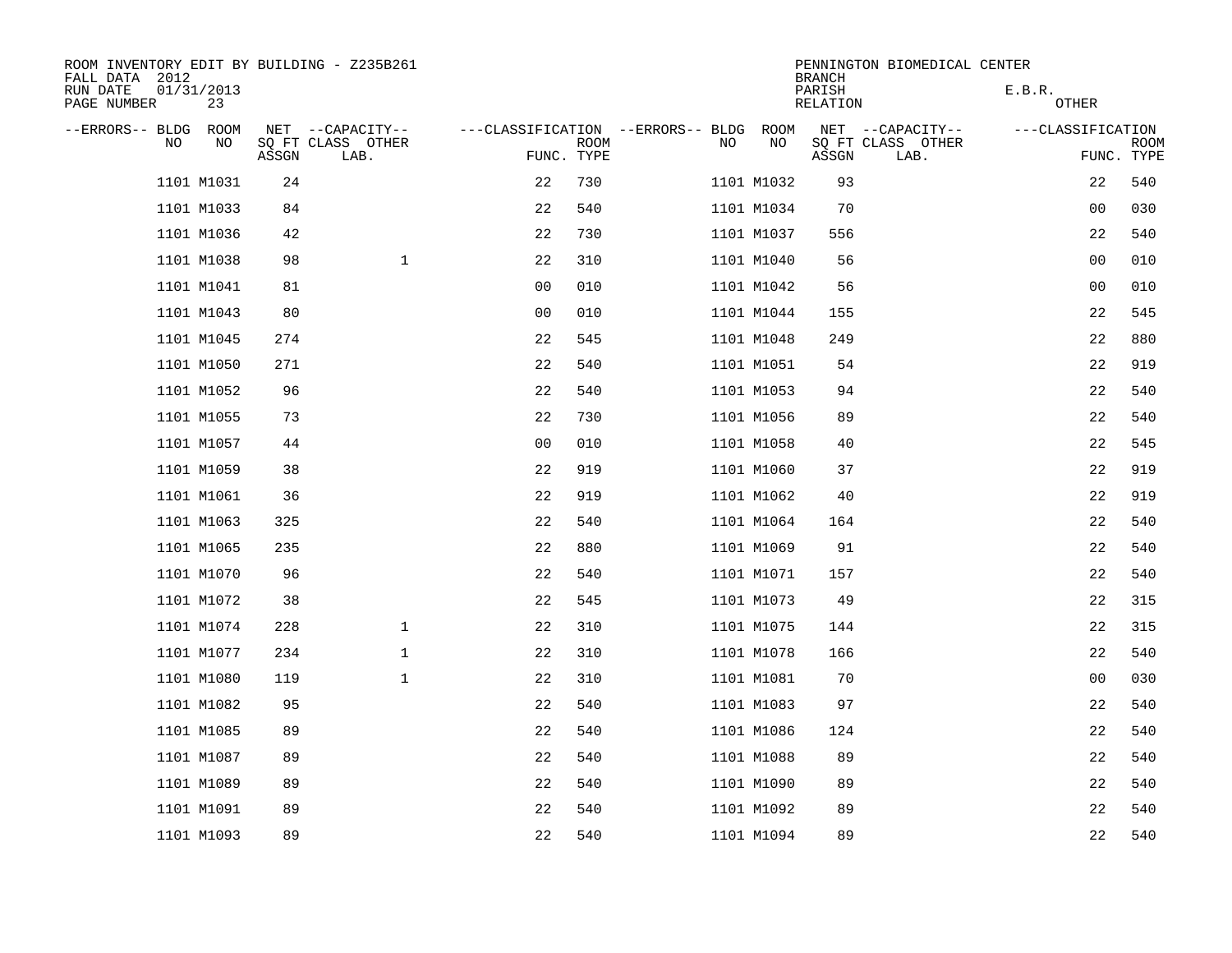ROOM INVENTORY EDIT BY BUILDING - Z235B261
FALL DATA 2012
RUN DATE 01/31/2013
PAGE NUMBER 23

PENNINGTON BIOMEDICAL CENTER
BRANCH
PARISH E.B.R.
RELATION OTHER

| --ERRORS-- | BLDG NO | ROOM NO | NET SQ FT ASSGN | --CAPACITY-- CLASS LAB. | OTHER | ---CLASSIFICATION FUNC. | ROOM TYPE | --ERRORS-- | BLDG NO | ROOM NO | NET SQ FT ASSGN | --CAPACITY-- CLASS LAB. | OTHER | ---CLASSIFICATION FUNC. | ROOM TYPE |
|---|---|---|---|---|---|---|---|---|---|---|---|---|---|---|---|
| | 1101 | M1031 | 24 | | | 22 | 730 | | 1101 | M1032 | 93 | | | 22 | 540 |
| | 1101 | M1033 | 84 | | | 22 | 540 | | 1101 | M1034 | 70 | | | 00 | 030 |
| | 1101 | M1036 | 42 | | | 22 | 730 | | 1101 | M1037 | 556 | | | 22 | 540 |
| | 1101 | M1038 | 98 | | 1 | 22 | 310 | | 1101 | M1040 | 56 | | | 00 | 010 |
| | 1101 | M1041 | 81 | | | 00 | 010 | | 1101 | M1042 | 56 | | | 00 | 010 |
| | 1101 | M1043 | 80 | | | 00 | 010 | | 1101 | M1044 | 155 | | | 22 | 545 |
| | 1101 | M1045 | 274 | | | 22 | 545 | | 1101 | M1048 | 249 | | | 22 | 880 |
| | 1101 | M1050 | 271 | | | 22 | 540 | | 1101 | M1051 | 54 | | | 22 | 919 |
| | 1101 | M1052 | 96 | | | 22 | 540 | | 1101 | M1053 | 94 | | | 22 | 540 |
| | 1101 | M1055 | 73 | | | 22 | 730 | | 1101 | M1056 | 89 | | | 22 | 540 |
| | 1101 | M1057 | 44 | | | 00 | 010 | | 1101 | M1058 | 40 | | | 22 | 545 |
| | 1101 | M1059 | 38 | | | 22 | 919 | | 1101 | M1060 | 37 | | | 22 | 919 |
| | 1101 | M1061 | 36 | | | 22 | 919 | | 1101 | M1062 | 40 | | | 22 | 919 |
| | 1101 | M1063 | 325 | | | 22 | 540 | | 1101 | M1064 | 164 | | | 22 | 540 |
| | 1101 | M1065 | 235 | | | 22 | 880 | | 1101 | M1069 | 91 | | | 22 | 540 |
| | 1101 | M1070 | 96 | | | 22 | 540 | | 1101 | M1071 | 157 | | | 22 | 540 |
| | 1101 | M1072 | 38 | | | 22 | 545 | | 1101 | M1073 | 49 | | | 22 | 315 |
| | 1101 | M1074 | 228 | | 1 | 22 | 310 | | 1101 | M1075 | 144 | | | 22 | 315 |
| | 1101 | M1077 | 234 | | 1 | 22 | 310 | | 1101 | M1078 | 166 | | | 22 | 540 |
| | 1101 | M1080 | 119 | | 1 | 22 | 310 | | 1101 | M1081 | 70 | | | 00 | 030 |
| | 1101 | M1082 | 95 | | | 22 | 540 | | 1101 | M1083 | 97 | | | 22 | 540 |
| | 1101 | M1085 | 89 | | | 22 | 540 | | 1101 | M1086 | 124 | | | 22 | 540 |
| | 1101 | M1087 | 89 | | | 22 | 540 | | 1101 | M1088 | 89 | | | 22 | 540 |
| | 1101 | M1089 | 89 | | | 22 | 540 | | 1101 | M1090 | 89 | | | 22 | 540 |
| | 1101 | M1091 | 89 | | | 22 | 540 | | 1101 | M1092 | 89 | | | 22 | 540 |
| | 1101 | M1093 | 89 | | | 22 | 540 | | 1101 | M1094 | 89 | | | 22 | 540 |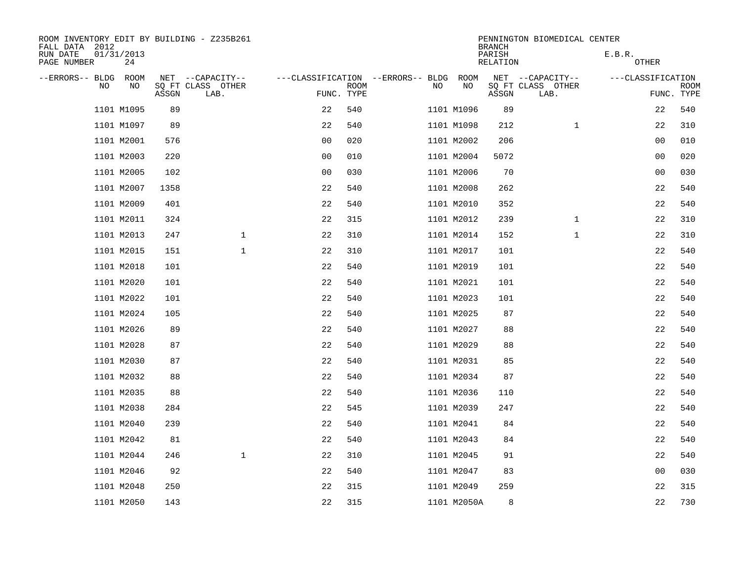ROOM INVENTORY EDIT BY BUILDING - Z235B261
FALL DATA 2012
RUN DATE 01/31/2013
PAGE NUMBER 24

PENNINGTON BIOMEDICAL CENTER
BRANCH
PARISH E.B.R.
RELATION OTHER

| --ERRORS-- | BLDG NO | ROOM NO | NET SQ FT ASSGN | --CAPACITY-- CLASS LAB. | OTHER | ---CLASSIFICATION FUNC. | ROOM TYPE | --ERRORS-- | BLDG NO | ROOM NO | NET SQ FT ASSGN | --CAPACITY-- CLASS LAB. | OTHER | ---CLASSIFICATION FUNC. | ROOM TYPE |
|---|---|---|---|---|---|---|---|---|---|---|---|---|---|---|---|
| | 1101 | M1095 | 89 | | | 22 | 540 | | 1101 | M1096 | 89 | | | 22 | 540 |
| | 1101 | M1097 | 89 | | | 22 | 540 | | 1101 | M1098 | 212 | | 1 | 22 | 310 |
| | 1101 | M2001 | 576 | | | 00 | 020 | | 1101 | M2002 | 206 | | | 00 | 010 |
| | 1101 | M2003 | 220 | | | 00 | 010 | | 1101 | M2004 | 5072 | | | 00 | 020 |
| | 1101 | M2005 | 102 | | | 00 | 030 | | 1101 | M2006 | 70 | | | 00 | 030 |
| | 1101 | M2007 | 1358 | | | 22 | 540 | | 1101 | M2008 | 262 | | | 22 | 540 |
| | 1101 | M2009 | 401 | | | 22 | 540 | | 1101 | M2010 | 352 | | | 22 | 540 |
| | 1101 | M2011 | 324 | | | 22 | 315 | | 1101 | M2012 | 239 | | 1 | 22 | 310 |
| | 1101 | M2013 | 247 | | 1 | 22 | 310 | | 1101 | M2014 | 152 | | 1 | 22 | 310 |
| | 1101 | M2015 | 151 | | 1 | 22 | 310 | | 1101 | M2017 | 101 | | | 22 | 540 |
| | 1101 | M2018 | 101 | | | 22 | 540 | | 1101 | M2019 | 101 | | | 22 | 540 |
| | 1101 | M2020 | 101 | | | 22 | 540 | | 1101 | M2021 | 101 | | | 22 | 540 |
| | 1101 | M2022 | 101 | | | 22 | 540 | | 1101 | M2023 | 101 | | | 22 | 540 |
| | 1101 | M2024 | 105 | | | 22 | 540 | | 1101 | M2025 | 87 | | | 22 | 540 |
| | 1101 | M2026 | 89 | | | 22 | 540 | | 1101 | M2027 | 88 | | | 22 | 540 |
| | 1101 | M2028 | 87 | | | 22 | 540 | | 1101 | M2029 | 88 | | | 22 | 540 |
| | 1101 | M2030 | 87 | | | 22 | 540 | | 1101 | M2031 | 85 | | | 22 | 540 |
| | 1101 | M2032 | 88 | | | 22 | 540 | | 1101 | M2034 | 87 | | | 22 | 540 |
| | 1101 | M2035 | 88 | | | 22 | 540 | | 1101 | M2036 | 110 | | | 22 | 540 |
| | 1101 | M2038 | 284 | | | 22 | 545 | | 1101 | M2039 | 247 | | | 22 | 540 |
| | 1101 | M2040 | 239 | | | 22 | 540 | | 1101 | M2041 | 84 | | | 22 | 540 |
| | 1101 | M2042 | 81 | | | 22 | 540 | | 1101 | M2043 | 84 | | | 22 | 540 |
| | 1101 | M2044 | 246 | | 1 | 22 | 310 | | 1101 | M2045 | 91 | | | 22 | 540 |
| | 1101 | M2046 | 92 | | | 22 | 540 | | 1101 | M2047 | 83 | | | 00 | 030 |
| | 1101 | M2048 | 250 | | | 22 | 315 | | 1101 | M2049 | 259 | | | 22 | 315 |
| | 1101 | M2050 | 143 | | | 22 | 315 | | 1101 | M2050A | 8 | | | 22 | 730 |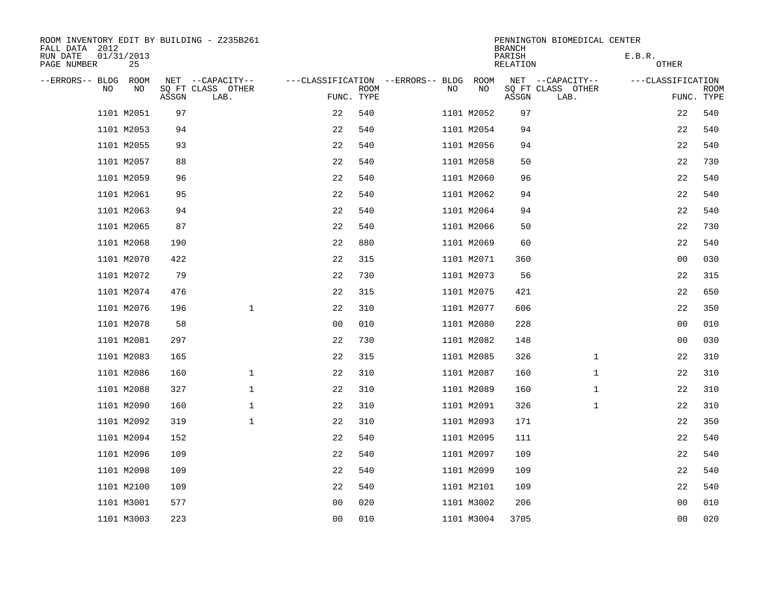ROOM INVENTORY EDIT BY BUILDING - Z235B261
FALL DATA 2012
RUN DATE 01/31/2013
PAGE NUMBER 25

PENNINGTON BIOMEDICAL CENTER
BRANCH
PARISH E.B.R.
RELATION OTHER

| --ERRORS-- | BLDG NO | ROOM NO | NET SQ FT ASSGN | --CAPACITY-- CLASS LAB. | OTHER | ---CLASSIFICATION FUNC. | ROOM TYPE | --ERRORS-- | BLDG NO | ROOM NO | NET SQ FT ASSGN | --CAPACITY-- CLASS LAB. | OTHER | ---CLASSIFICATION FUNC. | ROOM TYPE |
|---|---|---|---|---|---|---|---|---|---|---|---|---|---|---|---|
| | 1101 | M2051 | 97 | | | 22 | 540 | | 1101 | M2052 | 97 | | | 22 | 540 |
| | 1101 | M2053 | 94 | | | 22 | 540 | | 1101 | M2054 | 94 | | | 22 | 540 |
| | 1101 | M2055 | 93 | | | 22 | 540 | | 1101 | M2056 | 94 | | | 22 | 540 |
| | 1101 | M2057 | 88 | | | 22 | 540 | | 1101 | M2058 | 50 | | | 22 | 730 |
| | 1101 | M2059 | 96 | | | 22 | 540 | | 1101 | M2060 | 96 | | | 22 | 540 |
| | 1101 | M2061 | 95 | | | 22 | 540 | | 1101 | M2062 | 94 | | | 22 | 540 |
| | 1101 | M2063 | 94 | | | 22 | 540 | | 1101 | M2064 | 94 | | | 22 | 540 |
| | 1101 | M2065 | 87 | | | 22 | 540 | | 1101 | M2066 | 50 | | | 22 | 730 |
| | 1101 | M2068 | 190 | | | 22 | 880 | | 1101 | M2069 | 60 | | | 22 | 540 |
| | 1101 | M2070 | 422 | | | 22 | 315 | | 1101 | M2071 | 360 | | | 00 | 030 |
| | 1101 | M2072 | 79 | | | 22 | 730 | | 1101 | M2073 | 56 | | | 22 | 315 |
| | 1101 | M2074 | 476 | | | 22 | 315 | | 1101 | M2075 | 421 | | | 22 | 650 |
| | 1101 | M2076 | 196 | | 1 | 22 | 310 | | 1101 | M2077 | 606 | | | 22 | 350 |
| | 1101 | M2078 | 58 | | | 00 | 010 | | 1101 | M2080 | 228 | | | 00 | 010 |
| | 1101 | M2081 | 297 | | | 22 | 730 | | 1101 | M2082 | 148 | | | 00 | 030 |
| | 1101 | M2083 | 165 | | | 22 | 315 | | 1101 | M2085 | 326 | | 1 | 22 | 310 |
| | 1101 | M2086 | 160 | | 1 | 22 | 310 | | 1101 | M2087 | 160 | | 1 | 22 | 310 |
| | 1101 | M2088 | 327 | | 1 | 22 | 310 | | 1101 | M2089 | 160 | | 1 | 22 | 310 |
| | 1101 | M2090 | 160 | | 1 | 22 | 310 | | 1101 | M2091 | 326 | | 1 | 22 | 310 |
| | 1101 | M2092 | 319 | | 1 | 22 | 310 | | 1101 | M2093 | 171 | | | 22 | 350 |
| | 1101 | M2094 | 152 | | | 22 | 540 | | 1101 | M2095 | 111 | | | 22 | 540 |
| | 1101 | M2096 | 109 | | | 22 | 540 | | 1101 | M2097 | 109 | | | 22 | 540 |
| | 1101 | M2098 | 109 | | | 22 | 540 | | 1101 | M2099 | 109 | | | 22 | 540 |
| | 1101 | M2100 | 109 | | | 22 | 540 | | 1101 | M2101 | 109 | | | 22 | 540 |
| | 1101 | M3001 | 577 | | | 00 | 020 | | 1101 | M3002 | 206 | | | 00 | 010 |
| | 1101 | M3003 | 223 | | | 00 | 010 | | 1101 | M3004 | 3705 | | | 00 | 020 |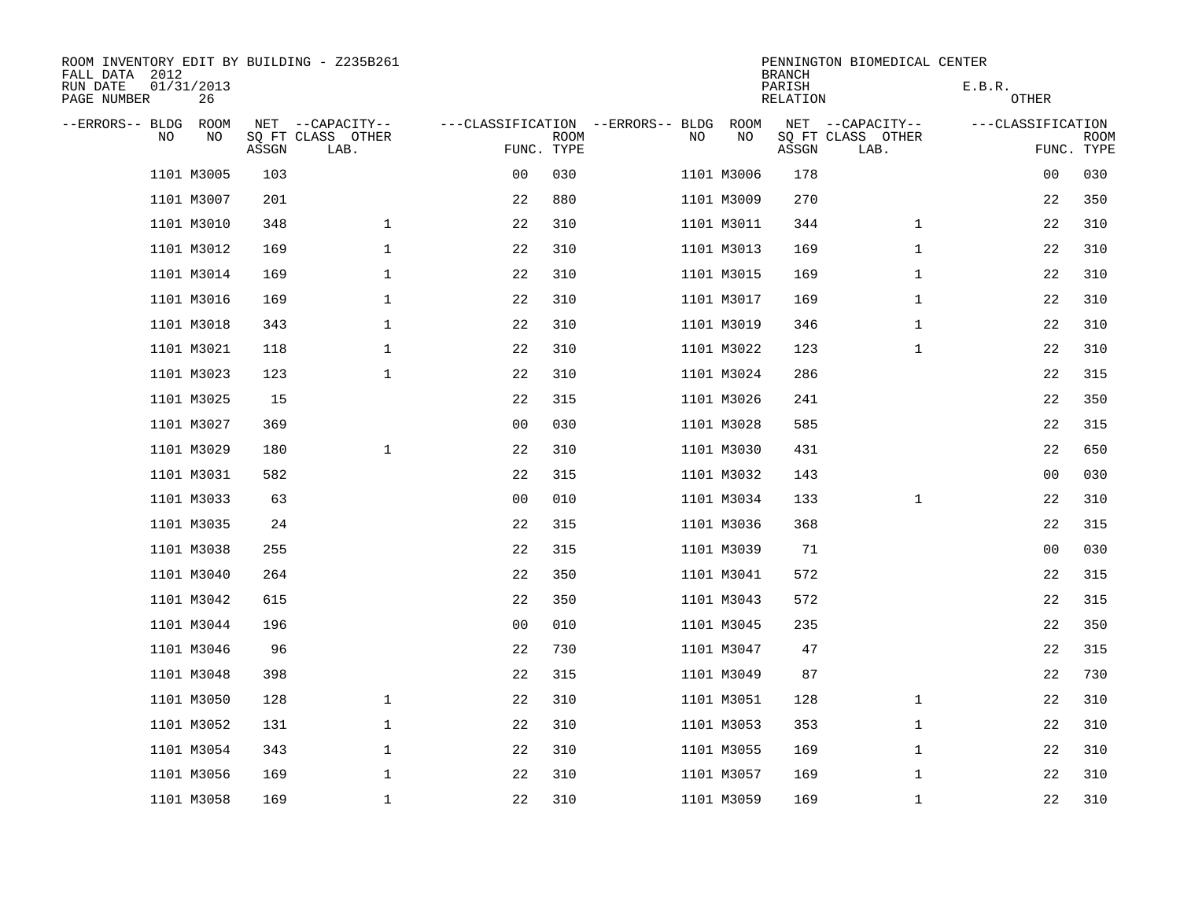ROOM INVENTORY EDIT BY BUILDING - Z235B261
FALL DATA 2012
RUN DATE 01/31/2013
PAGE NUMBER 26

PENNINGTON BIOMEDICAL CENTER
BRANCH
PARISH E.B.R.
RELATION OTHER

| --ERRORS-- | BLDG NO | ROOM NO | NET SQ FT ASSGN | --CAPACITY-- CLASS LAB. | OTHER | ---CLASSIFICATION FUNC. | ROOM TYPE | --ERRORS-- | BLDG NO | ROOM NO | NET SQ FT ASSGN | --CAPACITY-- CLASS LAB. | OTHER | ---CLASSIFICATION FUNC. | ROOM TYPE |
|---|---|---|---|---|---|---|---|---|---|---|---|---|---|---|---|
| | 1101 | M3005 | 103 | | | 00 | 030 | | 1101 | M3006 | 178 | | | 00 | 030 |
| | 1101 | M3007 | 201 | | | 22 | 880 | | 1101 | M3009 | 270 | | | 22 | 350 |
| | 1101 | M3010 | 348 | | 1 | 22 | 310 | | 1101 | M3011 | 344 | | 1 | 22 | 310 |
| | 1101 | M3012 | 169 | | 1 | 22 | 310 | | 1101 | M3013 | 169 | | 1 | 22 | 310 |
| | 1101 | M3014 | 169 | | 1 | 22 | 310 | | 1101 | M3015 | 169 | | 1 | 22 | 310 |
| | 1101 | M3016 | 169 | | 1 | 22 | 310 | | 1101 | M3017 | 169 | | 1 | 22 | 310 |
| | 1101 | M3018 | 343 | | 1 | 22 | 310 | | 1101 | M3019 | 346 | | 1 | 22 | 310 |
| | 1101 | M3021 | 118 | | 1 | 22 | 310 | | 1101 | M3022 | 123 | | 1 | 22 | 310 |
| | 1101 | M3023 | 123 | | 1 | 22 | 310 | | 1101 | M3024 | 286 | | | 22 | 315 |
| | 1101 | M3025 | 15 | | | 22 | 315 | | 1101 | M3026 | 241 | | | 22 | 350 |
| | 1101 | M3027 | 369 | | | 00 | 030 | | 1101 | M3028 | 585 | | | 22 | 315 |
| | 1101 | M3029 | 180 | | 1 | 22 | 310 | | 1101 | M3030 | 431 | | | 22 | 650 |
| | 1101 | M3031 | 582 | | | 22 | 315 | | 1101 | M3032 | 143 | | | 00 | 030 |
| | 1101 | M3033 | 63 | | | 00 | 010 | | 1101 | M3034 | 133 | | 1 | 22 | 310 |
| | 1101 | M3035 | 24 | | | 22 | 315 | | 1101 | M3036 | 368 | | | 22 | 315 |
| | 1101 | M3038 | 255 | | | 22 | 315 | | 1101 | M3039 | 71 | | | 00 | 030 |
| | 1101 | M3040 | 264 | | | 22 | 350 | | 1101 | M3041 | 572 | | | 22 | 315 |
| | 1101 | M3042 | 615 | | | 22 | 350 | | 1101 | M3043 | 572 | | | 22 | 315 |
| | 1101 | M3044 | 196 | | | 00 | 010 | | 1101 | M3045 | 235 | | | 22 | 350 |
| | 1101 | M3046 | 96 | | | 22 | 730 | | 1101 | M3047 | 47 | | | 22 | 315 |
| | 1101 | M3048 | 398 | | | 22 | 315 | | 1101 | M3049 | 87 | | | 22 | 730 |
| | 1101 | M3050 | 128 | | 1 | 22 | 310 | | 1101 | M3051 | 128 | | 1 | 22 | 310 |
| | 1101 | M3052 | 131 | | 1 | 22 | 310 | | 1101 | M3053 | 353 | | 1 | 22 | 310 |
| | 1101 | M3054 | 343 | | 1 | 22 | 310 | | 1101 | M3055 | 169 | | 1 | 22 | 310 |
| | 1101 | M3056 | 169 | | 1 | 22 | 310 | | 1101 | M3057 | 169 | | 1 | 22 | 310 |
| | 1101 | M3058 | 169 | | 1 | 22 | 310 | | 1101 | M3059 | 169 | | 1 | 22 | 310 |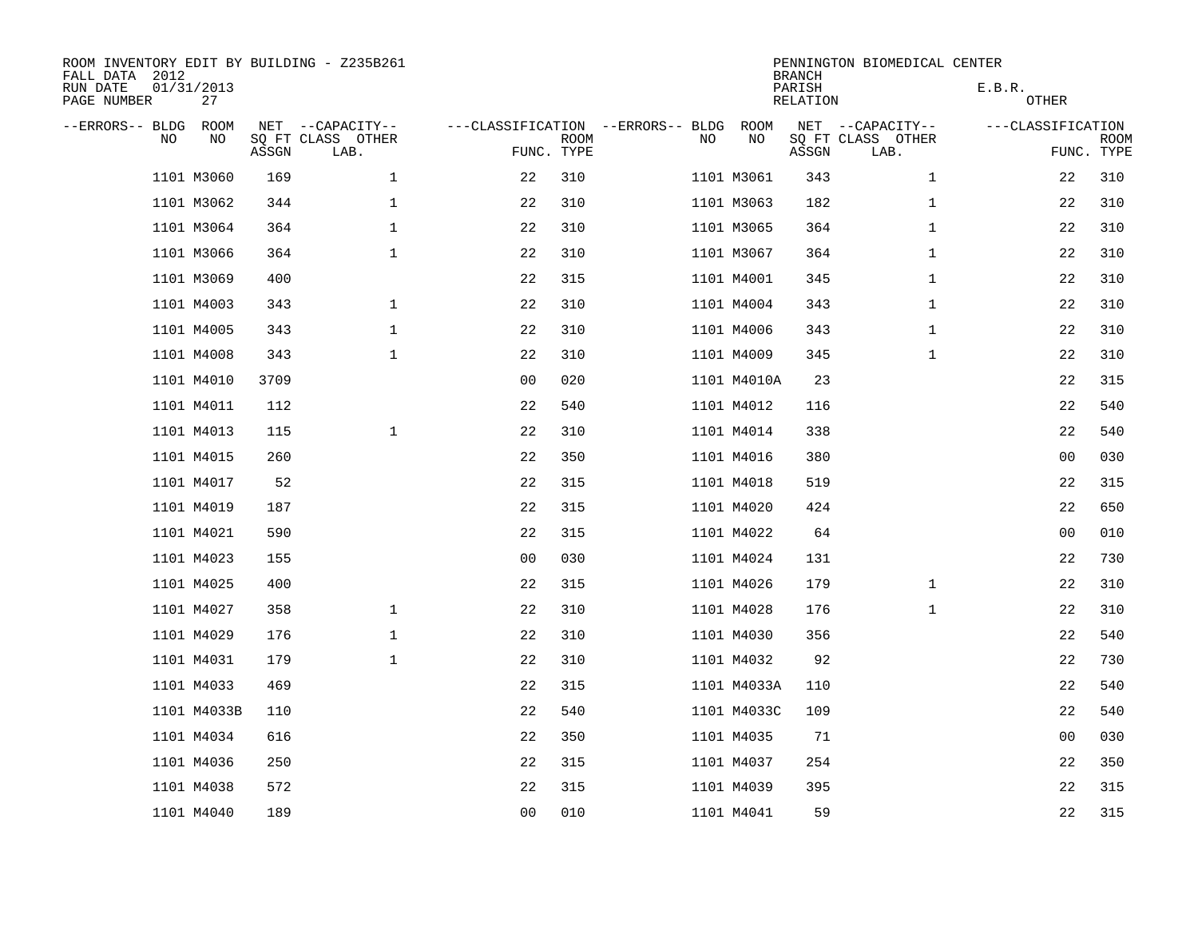ROOM INVENTORY EDIT BY BUILDING - Z235B261
FALL DATA 2012
RUN DATE 01/31/2013
PAGE NUMBER 27

PENNINGTON BIOMEDICAL CENTER
BRANCH
PARISH E.B.R.
RELATION OTHER

| --ERRORS-- | BLDG NO | ROOM NO | NET SQ FT ASSGN | --CAPACITY-- CLASS LAB. | OTHER | ---CLASSIFICATION FUNC. | ROOM TYPE | --ERRORS-- | BLDG NO | ROOM NO | NET SQ FT ASSGN | --CAPACITY-- CLASS LAB. | OTHER | ---CLASSIFICATION FUNC. | ROOM TYPE |
|---|---|---|---|---|---|---|---|---|---|---|---|---|---|---|---|
| | 1101 | M3060 | 169 | | 1 | 22 | 310 | | 1101 | M3061 | 343 | | 1 | 22 | 310 |
| | 1101 | M3062 | 344 | | 1 | 22 | 310 | | 1101 | M3063 | 182 | | 1 | 22 | 310 |
| | 1101 | M3064 | 364 | | 1 | 22 | 310 | | 1101 | M3065 | 364 | | 1 | 22 | 310 |
| | 1101 | M3066 | 364 | | 1 | 22 | 310 | | 1101 | M3067 | 364 | | 1 | 22 | 310 |
| | 1101 | M3069 | 400 | | | 22 | 315 | | 1101 | M4001 | 345 | | 1 | 22 | 310 |
| | 1101 | M4003 | 343 | | 1 | 22 | 310 | | 1101 | M4004 | 343 | | 1 | 22 | 310 |
| | 1101 | M4005 | 343 | | 1 | 22 | 310 | | 1101 | M4006 | 343 | | 1 | 22 | 310 |
| | 1101 | M4008 | 343 | | 1 | 22 | 310 | | 1101 | M4009 | 345 | | 1 | 22 | 310 |
| | 1101 | M4010 | 3709 | | | 00 | 020 | | 1101 | M4010A | 23 | | | 22 | 315 |
| | 1101 | M4011 | 112 | | | 22 | 540 | | 1101 | M4012 | 116 | | | 22 | 540 |
| | 1101 | M4013 | 115 | | 1 | 22 | 310 | | 1101 | M4014 | 338 | | | 22 | 540 |
| | 1101 | M4015 | 260 | | | 22 | 350 | | 1101 | M4016 | 380 | | | 00 | 030 |
| | 1101 | M4017 | 52 | | | 22 | 315 | | 1101 | M4018 | 519 | | | 22 | 315 |
| | 1101 | M4019 | 187 | | | 22 | 315 | | 1101 | M4020 | 424 | | | 22 | 650 |
| | 1101 | M4021 | 590 | | | 22 | 315 | | 1101 | M4022 | 64 | | | 00 | 010 |
| | 1101 | M4023 | 155 | | | 00 | 030 | | 1101 | M4024 | 131 | | | 22 | 730 |
| | 1101 | M4025 | 400 | | | 22 | 315 | | 1101 | M4026 | 179 | | 1 | 22 | 310 |
| | 1101 | M4027 | 358 | | 1 | 22 | 310 | | 1101 | M4028 | 176 | | 1 | 22 | 310 |
| | 1101 | M4029 | 176 | | 1 | 22 | 310 | | 1101 | M4030 | 356 | | | 22 | 540 |
| | 1101 | M4031 | 179 | | 1 | 22 | 310 | | 1101 | M4032 | 92 | | | 22 | 730 |
| | 1101 | M4033 | 469 | | | 22 | 315 | | 1101 | M4033A | 110 | | | 22 | 540 |
| | 1101 | M4033B | 110 | | | 22 | 540 | | 1101 | M4033C | 109 | | | 22 | 540 |
| | 1101 | M4034 | 616 | | | 22 | 350 | | 1101 | M4035 | 71 | | | 00 | 030 |
| | 1101 | M4036 | 250 | | | 22 | 315 | | 1101 | M4037 | 254 | | | 22 | 350 |
| | 1101 | M4038 | 572 | | | 22 | 315 | | 1101 | M4039 | 395 | | | 22 | 315 |
| | 1101 | M4040 | 189 | | | 00 | 010 | | 1101 | M4041 | 59 | | | 22 | 315 |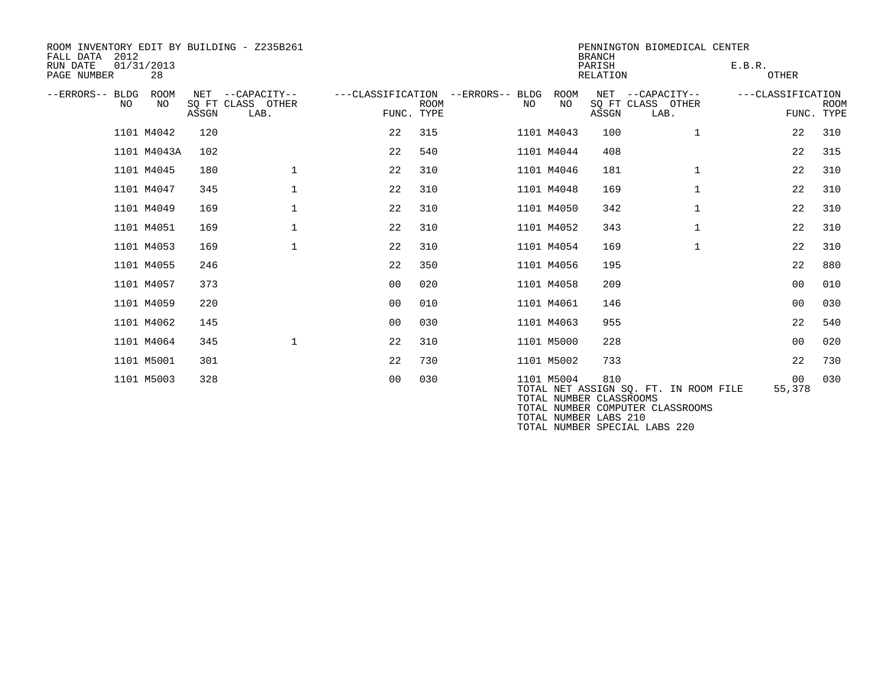ROOM INVENTORY EDIT BY BUILDING - Z235B261
FALL DATA 2012
RUN DATE 01/31/2013

PENNINGTON BIOMEDICAL CENTER
BRANCH
PARISH E.B.R.
RELATION OTHER

| --ERRORS-- | BLDG NO | ROOM NO | NET SQ FT ASSGN | --CAPACITY-- CLASS LAB. | OTHER | ---CLASSIFICATION FUNC. | ROOM TYPE | --ERRORS-- | BLDG NO | ROOM NO | NET SQ FT ASSGN | --CAPACITY-- CLASS LAB. | OTHER | ---CLASSIFICATION FUNC. | ROOM TYPE |
|---|---|---|---|---|---|---|---|---|---|---|---|---|---|---|---|
| | 1101 | M4042 | 120 | | | 22 | 315 | | 1101 | M4043 | 100 | | 1 | 22 | 310 |
| | 1101 | M4043A | 102 | | | 22 | 540 | | 1101 | M4044 | 408 | | | 22 | 315 |
| | 1101 | M4045 | 180 | | 1 | 22 | 310 | | 1101 | M4046 | 181 | | 1 | 22 | 310 |
| | 1101 | M4047 | 345 | | 1 | 22 | 310 | | 1101 | M4048 | 169 | | 1 | 22 | 310 |
| | 1101 | M4049 | 169 | | 1 | 22 | 310 | | 1101 | M4050 | 342 | | 1 | 22 | 310 |
| | 1101 | M4051 | 169 | | 1 | 22 | 310 | | 1101 | M4052 | 343 | | 1 | 22 | 310 |
| | 1101 | M4053 | 169 | | 1 | 22 | 310 | | 1101 | M4054 | 169 | | 1 | 22 | 310 |
| | 1101 | M4055 | 246 | | | 22 | 350 | | 1101 | M4056 | 195 | | | 22 | 880 |
| | 1101 | M4057 | 373 | | | 00 | 020 | | 1101 | M4058 | 209 | | | 00 | 010 |
| | 1101 | M4059 | 220 | | | 00 | 010 | | 1101 | M4061 | 146 | | | 00 | 030 |
| | 1101 | M4062 | 145 | | | 00 | 030 | | 1101 | M4063 | 955 | | | 22 | 540 |
| | 1101 | M4064 | 345 | | 1 | 22 | 310 | | 1101 | M5000 | 228 | | | 00 | 020 |
| | 1101 | M5001 | 301 | | | 22 | 730 | | 1101 | M5002 | 733 | | | 22 | 730 |
| | 1101 | M5003 | 328 | | | 00 | 030 | | 1101 | M5004 | 810 | | | 00 | 030 |

TOTAL NET ASSIGN SQ. FT. IN ROOM FILE 55,378
TOTAL NUMBER CLASSROOMS
TOTAL NUMBER COMPUTER CLASSROOMS
TOTAL NUMBER LABS 210
TOTAL NUMBER SPECIAL LABS 220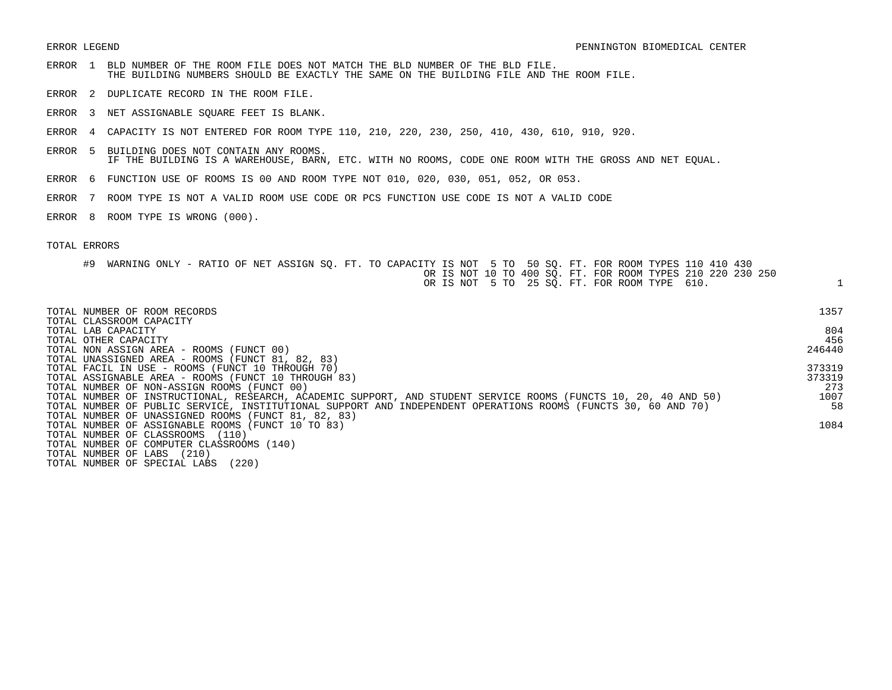ERROR LEGEND

PENNINGTON BIOMEDICAL CENTER

ERROR 1 BLD NUMBER OF THE ROOM FILE DOES NOT MATCH THE BLD NUMBER OF THE BLD FILE.
THE BUILDING NUMBERS SHOULD BE EXACTLY THE SAME ON THE BUILDING FILE AND THE ROOM FILE.

ERROR 2 DUPLICATE RECORD IN THE ROOM FILE.

ERROR 3 NET ASSIGNABLE SQUARE FEET IS BLANK.

ERROR 4 CAPACITY IS NOT ENTERED FOR ROOM TYPE 110, 210, 220, 230, 250, 410, 430, 610, 910, 920.

ERROR 5 BUILDING DOES NOT CONTAIN ANY ROOMS.
IF THE BUILDING IS A WAREHOUSE, BARN, ETC. WITH NO ROOMS, CODE ONE ROOM WITH THE GROSS AND NET EQUAL.

ERROR 6 FUNCTION USE OF ROOMS IS 00 AND ROOM TYPE NOT 010, 020, 030, 051, 052, OR 053.

ERROR 7 ROOM TYPE IS NOT A VALID ROOM USE CODE OR PCS FUNCTION USE CODE IS NOT A VALID CODE

ERROR 8 ROOM TYPE IS WRONG (000).

TOTAL ERRORS

| | |
|---|---|
| #9 WARNING ONLY - RATIO OF NET ASSIGN SQ. FT. TO CAPACITY IS NOT 5 TO 50 SQ. FT. FOR ROOM TYPES 110 410 430 OR IS NOT 10 TO 400 SQ. FT. FOR ROOM TYPES 210 220 230 250 OR IS NOT 5 TO 25 SQ. FT. FOR ROOM TYPE 610. | 1 |

| | |
|---|---|
| TOTAL NUMBER OF ROOM RECORDS | 1357 |
| TOTAL CLASSROOM CAPACITY | |
| TOTAL LAB CAPACITY | 804 |
| TOTAL OTHER CAPACITY | 456 |
| TOTAL NON ASSIGN AREA - ROOMS (FUNCT 00) | 246440 |
| TOTAL UNASSIGNED AREA - ROOMS (FUNCT 81, 82, 83) | |
| TOTAL FACIL IN USE - ROOMS (FUNCT 10 THROUGH 70) | 373319 |
| TOTAL ASSIGNABLE AREA - ROOMS (FUNCT 10 THROUGH 83) | 373319 |
| TOTAL NUMBER OF NON-ASSIGN ROOMS (FUNCT 00) | 273 |
| TOTAL NUMBER OF INSTRUCTIONAL, RESEARCH, ACADEMIC SUPPORT, AND STUDENT SERVICE ROOMS (FUNCTS 10, 20, 40 AND 50) | 1007 |
| TOTAL NUMBER OF PUBLIC SERVICE, INSTITUTIONAL SUPPORT AND INDEPENDENT OPERATIONS ROOMS (FUNCTS 30, 60 AND 70) | 58 |
| TOTAL NUMBER OF UNASSIGNED ROOMS (FUNCT 81, 82, 83) | |
| TOTAL NUMBER OF ASSIGNABLE ROOMS (FUNCT 10 TO 83) | 1084 |
| TOTAL NUMBER OF CLASSROOMS (110) | |
| TOTAL NUMBER OF COMPUTER CLASSROOMS (140) | |
| TOTAL NUMBER OF LABS (210) | |
| TOTAL NUMBER OF SPECIAL LABS (220) | |